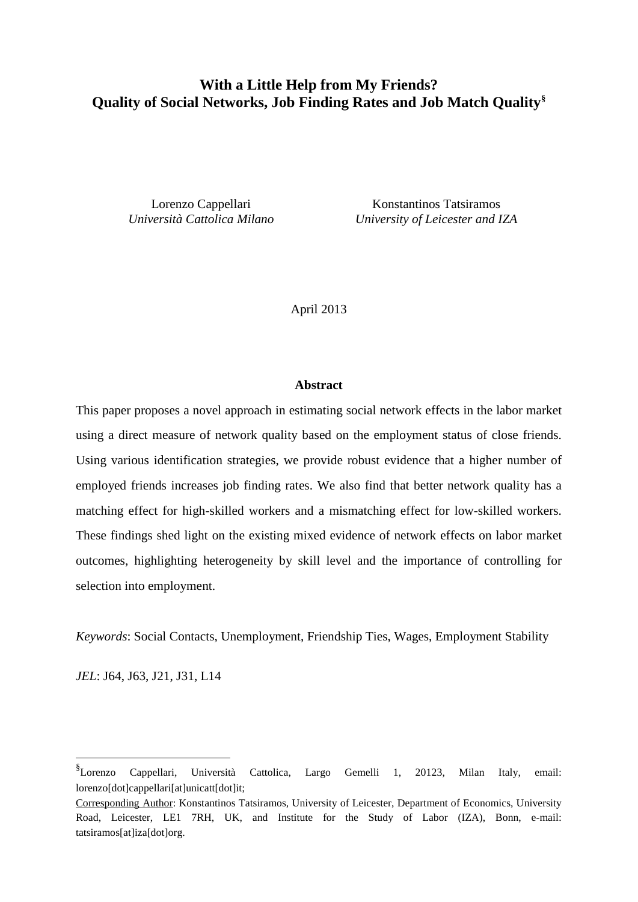# With a Little Help from My Friends? Quality of Social Networks, Job Finding Rates and Job Match Quality[§]

Lorenzo Cappellari
*Università Cattolica Milano*

Konstantinos Tatsiramos
*University of Leicester and IZA*

April 2013

## Abstract

This paper proposes a novel approach in estimating social network effects in the labor market using a direct measure of network quality based on the employment status of close friends. Using various identification strategies, we provide robust evidence that a higher number of employed friends increases job finding rates. We also find that better network quality has a matching effect for high-skilled workers and a mismatching effect for low-skilled workers. These findings shed light on the existing mixed evidence of network effects on labor market outcomes, highlighting heterogeneity by skill level and the importance of controlling for selection into employment.

*Keywords*: Social Contacts, Unemployment, Friendship Ties, Wages, Employment Stability

*JEL*: J64, J63, J21, J31, L14

---

[§] Lorenzo Cappellari, Università Cattolica, Largo Gemelli 1, 20123, Milan Italy, email: lorenzo[dot]cappellari[at]unicatt[dot]it;

Corresponding Author: Konstantinos Tatsiramos, University of Leicester, Department of Economics, University Road, Leicester, LE1 7RH, UK, and Institute for the Study of Labor (IZA), Bonn, e-mail: tatsiramos[at]iza[dot]org.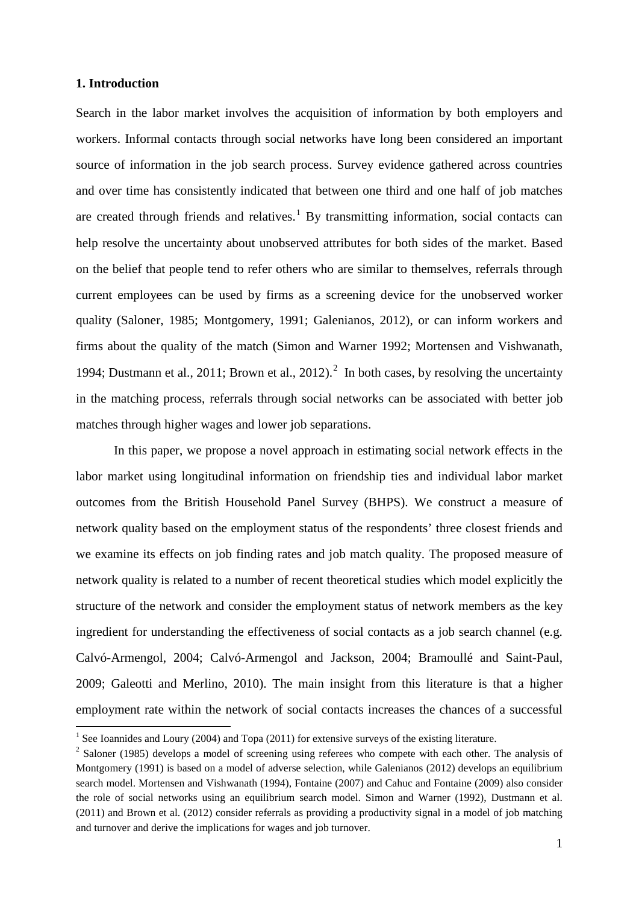## 1. Introduction

Search in the labor market involves the acquisition of information by both employers and workers. Informal contacts through social networks have long been considered an important source of information in the job search process. Survey evidence gathered across countries and over time has consistently indicated that between one third and one half of job matches are created through friends and relatives.[1] By transmitting information, social contacts can help resolve the uncertainty about unobserved attributes for both sides of the market. Based on the belief that people tend to refer others who are similar to themselves, referrals through current employees can be used by firms as a screening device for the unobserved worker quality (Saloner, 1985; Montgomery, 1991; Galenianos, 2012), or can inform workers and firms about the quality of the match (Simon and Warner 1992; Mortensen and Vishwanath, 1994; Dustmann et al., 2011; Brown et al., 2012).[2] In both cases, by resolving the uncertainty in the matching process, referrals through social networks can be associated with better job matches through higher wages and lower job separations.

In this paper, we propose a novel approach in estimating social network effects in the labor market using longitudinal information on friendship ties and individual labor market outcomes from the British Household Panel Survey (BHPS). We construct a measure of network quality based on the employment status of the respondents' three closest friends and we examine its effects on job finding rates and job match quality. The proposed measure of network quality is related to a number of recent theoretical studies which model explicitly the structure of the network and consider the employment status of network members as the key ingredient for understanding the effectiveness of social contacts as a job search channel (e.g. Calvó-Armengol, 2004; Calvó-Armengol and Jackson, 2004; Bramoullé and Saint-Paul, 2009; Galeotti and Merlino, 2010). The main insight from this literature is that a higher employment rate within the network of social contacts increases the chances of a successful

[1] See Ioannides and Loury (2004) and Topa (2011) for extensive surveys of the existing literature.

[2] Saloner (1985) develops a model of screening using referees who compete with each other. The analysis of Montgomery (1991) is based on a model of adverse selection, while Galenianos (2012) develops an equilibrium search model. Mortensen and Vishwanath (1994), Fontaine (2007) and Cahuc and Fontaine (2009) also consider the role of social networks using an equilibrium search model. Simon and Warner (1992), Dustmann et al. (2011) and Brown et al. (2012) consider referrals as providing a productivity signal in a model of job matching and turnover and derive the implications for wages and job turnover.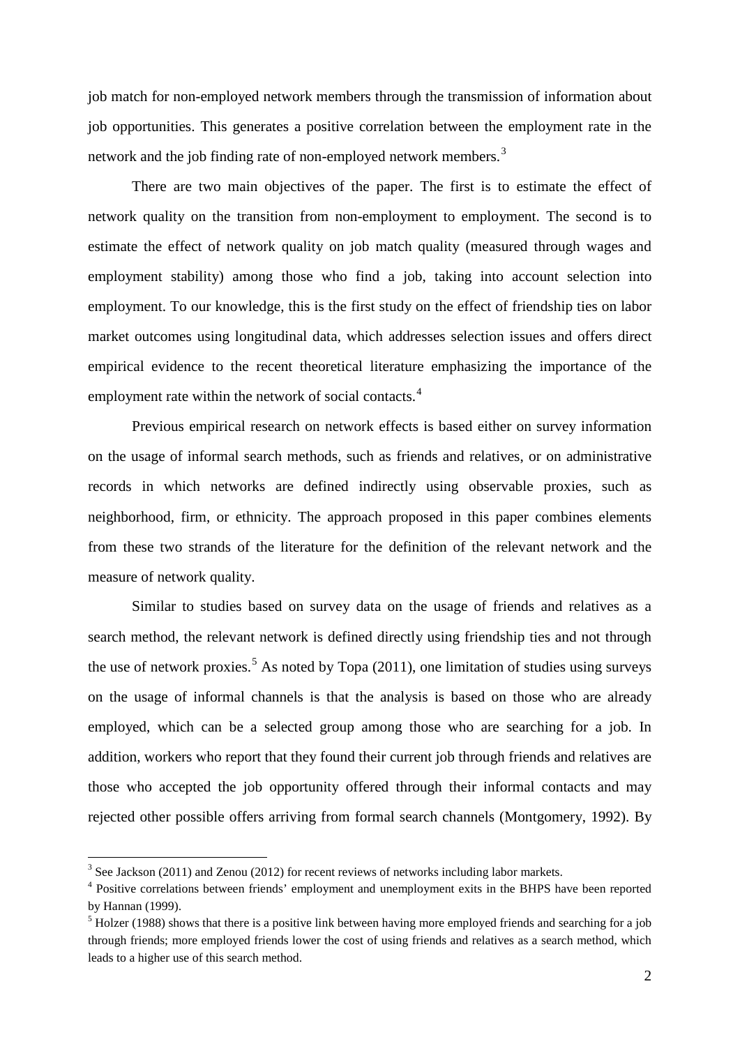job match for non-employed network members through the transmission of information about job opportunities. This generates a positive correlation between the employment rate in the network and the job finding rate of non-employed network members.[3]

There are two main objectives of the paper. The first is to estimate the effect of network quality on the transition from non-employment to employment. The second is to estimate the effect of network quality on job match quality (measured through wages and employment stability) among those who find a job, taking into account selection into employment. To our knowledge, this is the first study on the effect of friendship ties on labor market outcomes using longitudinal data, which addresses selection issues and offers direct empirical evidence to the recent theoretical literature emphasizing the importance of the employment rate within the network of social contacts.[4]

Previous empirical research on network effects is based either on survey information on the usage of informal search methods, such as friends and relatives, or on administrative records in which networks are defined indirectly using observable proxies, such as neighborhood, firm, or ethnicity. The approach proposed in this paper combines elements from these two strands of the literature for the definition of the relevant network and the measure of network quality.

Similar to studies based on survey data on the usage of friends and relatives as a search method, the relevant network is defined directly using friendship ties and not through the use of network proxies.[5] As noted by Topa (2011), one limitation of studies using surveys on the usage of informal channels is that the analysis is based on those who are already employed, which can be a selected group among those who are searching for a job. In addition, workers who report that they found their current job through friends and relatives are those who accepted the job opportunity offered through their informal contacts and may rejected other possible offers arriving from formal search channels (Montgomery, 1992). By

[3] See Jackson (2011) and Zenou (2012) for recent reviews of networks including labor markets.

[4] Positive correlations between friends' employment and unemployment exits in the BHPS have been reported by Hannan (1999).

[5] Holzer (1988) shows that there is a positive link between having more employed friends and searching for a job through friends; more employed friends lower the cost of using friends and relatives as a search method, which leads to a higher use of this search method.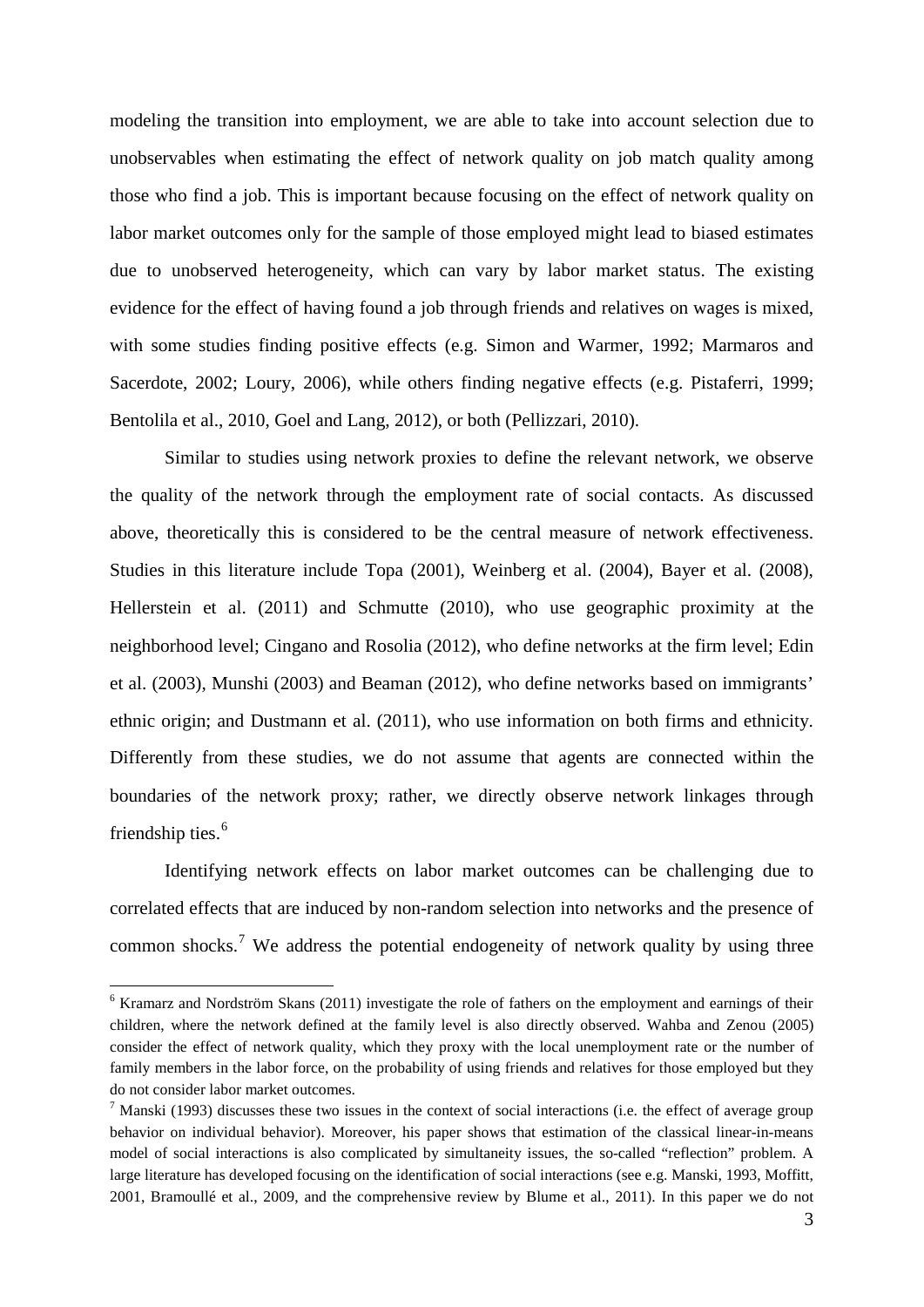modeling the transition into employment, we are able to take into account selection due to unobservables when estimating the effect of network quality on job match quality among those who find a job. This is important because focusing on the effect of network quality on labor market outcomes only for the sample of those employed might lead to biased estimates due to unobserved heterogeneity, which can vary by labor market status. The existing evidence for the effect of having found a job through friends and relatives on wages is mixed, with some studies finding positive effects (e.g. Simon and Warmer, 1992; Marmaros and Sacerdote, 2002; Loury, 2006), while others finding negative effects (e.g. Pistaferri, 1999; Bentolila et al., 2010, Goel and Lang, 2012), or both (Pellizzari, 2010).

Similar to studies using network proxies to define the relevant network, we observe the quality of the network through the employment rate of social contacts. As discussed above, theoretically this is considered to be the central measure of network effectiveness. Studies in this literature include Topa (2001), Weinberg et al. (2004), Bayer et al. (2008), Hellerstein et al. (2011) and Schmutte (2010), who use geographic proximity at the neighborhood level; Cingano and Rosolia (2012), who define networks at the firm level; Edin et al. (2003), Munshi (2003) and Beaman (2012), who define networks based on immigrants' ethnic origin; and Dustmann et al. (2011), who use information on both firms and ethnicity. Differently from these studies, we do not assume that agents are connected within the boundaries of the network proxy; rather, we directly observe network linkages through friendship ties.[6]

Identifying network effects on labor market outcomes can be challenging due to correlated effects that are induced by non-random selection into networks and the presence of common shocks.[7] We address the potential endogeneity of network quality by using three

---

[6] Kramarz and Nordström Skans (2011) investigate the role of fathers on the employment and earnings of their children, where the network defined at the family level is also directly observed. Wahba and Zenou (2005) consider the effect of network quality, which they proxy with the local unemployment rate or the number of family members in the labor force, on the probability of using friends and relatives for those employed but they do not consider labor market outcomes.

[7] Manski (1993) discusses these two issues in the context of social interactions (i.e. the effect of average group behavior on individual behavior). Moreover, his paper shows that estimation of the classical linear-in-means model of social interactions is also complicated by simultaneity issues, the so-called "reflection" problem. A large literature has developed focusing on the identification of social interactions (see e.g. Manski, 1993, Moffitt, 2001, Bramoullé et al., 2009, and the comprehensive review by Blume et al., 2011). In this paper we do not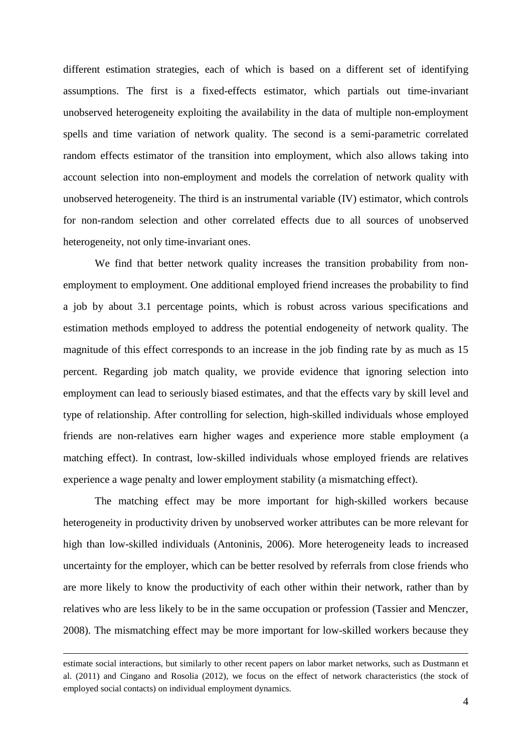different estimation strategies, each of which is based on a different set of identifying assumptions. The first is a fixed-effects estimator, which partials out time-invariant unobserved heterogeneity exploiting the availability in the data of multiple non-employment spells and time variation of network quality. The second is a semi-parametric correlated random effects estimator of the transition into employment, which also allows taking into account selection into non-employment and models the correlation of network quality with unobserved heterogeneity. The third is an instrumental variable (IV) estimator, which controls for non-random selection and other correlated effects due to all sources of unobserved heterogeneity, not only time-invariant ones.

We find that better network quality increases the transition probability from non-employment to employment. One additional employed friend increases the probability to find a job by about 3.1 percentage points, which is robust across various specifications and estimation methods employed to address the potential endogeneity of network quality. The magnitude of this effect corresponds to an increase in the job finding rate by as much as 15 percent. Regarding job match quality, we provide evidence that ignoring selection into employment can lead to seriously biased estimates, and that the effects vary by skill level and type of relationship. After controlling for selection, high-skilled individuals whose employed friends are non-relatives earn higher wages and experience more stable employment (a matching effect). In contrast, low-skilled individuals whose employed friends are relatives experience a wage penalty and lower employment stability (a mismatching effect).

The matching effect may be more important for high-skilled workers because heterogeneity in productivity driven by unobserved worker attributes can be more relevant for high than low-skilled individuals (Antoninis, 2006). More heterogeneity leads to increased uncertainty for the employer, which can be better resolved by referrals from close friends who are more likely to know the productivity of each other within their network, rather than by relatives who are less likely to be in the same occupation or profession (Tassier and Menczer, 2008). The mismatching effect may be more important for low-skilled workers because they

---

estimate social interactions, but similarly to other recent papers on labor market networks, such as Dustmann et al. (2011) and Cingano and Rosolia (2012), we focus on the effect of network characteristics (the stock of employed social contacts) on individual employment dynamics.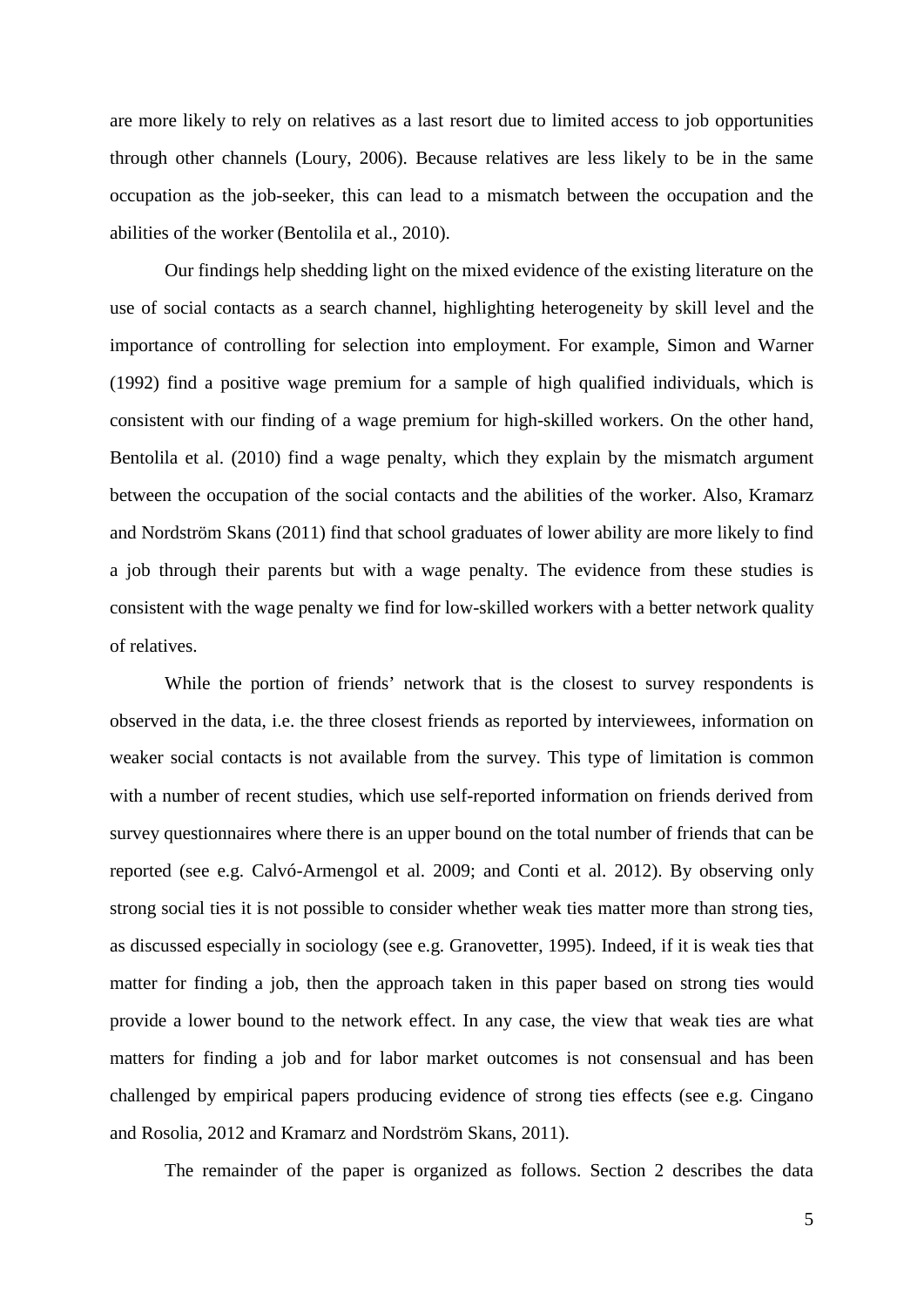are more likely to rely on relatives as a last resort due to limited access to job opportunities through other channels (Loury, 2006). Because relatives are less likely to be in the same occupation as the job-seeker, this can lead to a mismatch between the occupation and the abilities of the worker (Bentolila et al., 2010).

Our findings help shedding light on the mixed evidence of the existing literature on the use of social contacts as a search channel, highlighting heterogeneity by skill level and the importance of controlling for selection into employment. For example, Simon and Warner (1992) find a positive wage premium for a sample of high qualified individuals, which is consistent with our finding of a wage premium for high-skilled workers. On the other hand, Bentolila et al. (2010) find a wage penalty, which they explain by the mismatch argument between the occupation of the social contacts and the abilities of the worker. Also, Kramarz and Nordström Skans (2011) find that school graduates of lower ability are more likely to find a job through their parents but with a wage penalty. The evidence from these studies is consistent with the wage penalty we find for low-skilled workers with a better network quality of relatives.

While the portion of friends' network that is the closest to survey respondents is observed in the data, i.e. the three closest friends as reported by interviewees, information on weaker social contacts is not available from the survey. This type of limitation is common with a number of recent studies, which use self-reported information on friends derived from survey questionnaires where there is an upper bound on the total number of friends that can be reported (see e.g. Calvó-Armengol et al. 2009; and Conti et al. 2012). By observing only strong social ties it is not possible to consider whether weak ties matter more than strong ties, as discussed especially in sociology (see e.g. Granovetter, 1995). Indeed, if it is weak ties that matter for finding a job, then the approach taken in this paper based on strong ties would provide a lower bound to the network effect. In any case, the view that weak ties are what matters for finding a job and for labor market outcomes is not consensual and has been challenged by empirical papers producing evidence of strong ties effects (see e.g. Cingano and Rosolia, 2012 and Kramarz and Nordström Skans, 2011).

The remainder of the paper is organized as follows. Section 2 describes the data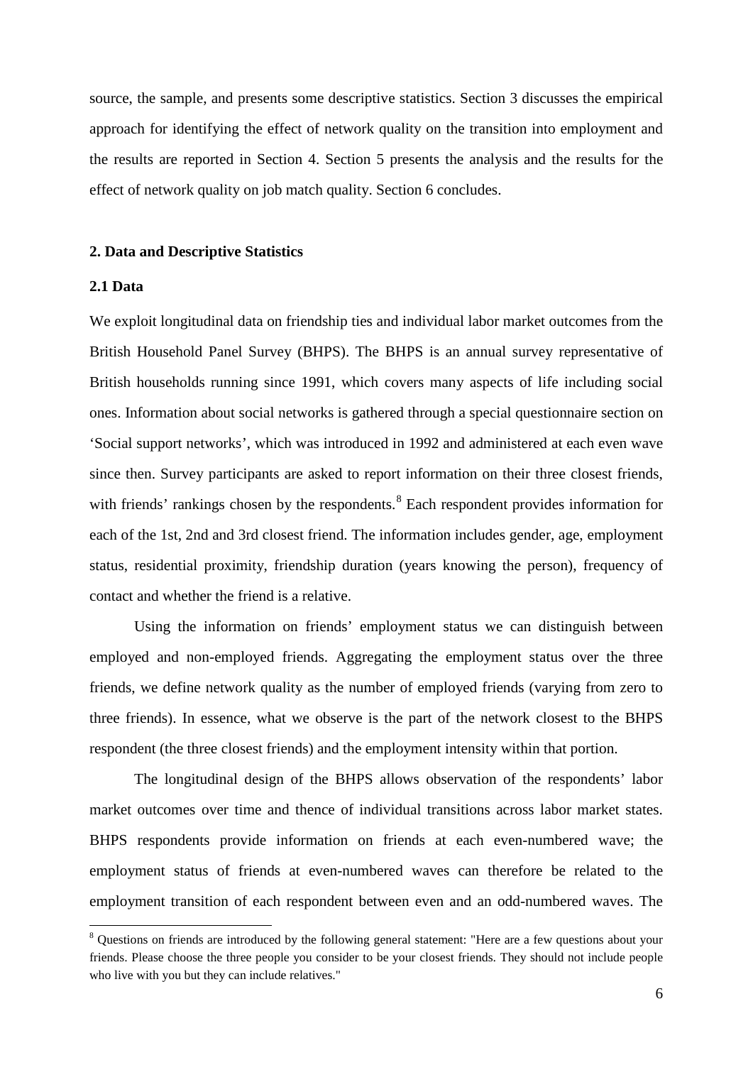source, the sample, and presents some descriptive statistics. Section 3 discusses the empirical approach for identifying the effect of network quality on the transition into employment and the results are reported in Section 4. Section 5 presents the analysis and the results for the effect of network quality on job match quality. Section 6 concludes.

## 2. Data and Descriptive Statistics

### 2.1 Data

We exploit longitudinal data on friendship ties and individual labor market outcomes from the British Household Panel Survey (BHPS). The BHPS is an annual survey representative of British households running since 1991, which covers many aspects of life including social ones. Information about social networks is gathered through a special questionnaire section on 'Social support networks', which was introduced in 1992 and administered at each even wave since then. Survey participants are asked to report information on their three closest friends, with friends' rankings chosen by the respondents.[8] Each respondent provides information for each of the 1st, 2nd and 3rd closest friend. The information includes gender, age, employment status, residential proximity, friendship duration (years knowing the person), frequency of contact and whether the friend is a relative.

Using the information on friends' employment status we can distinguish between employed and non-employed friends. Aggregating the employment status over the three friends, we define network quality as the number of employed friends (varying from zero to three friends). In essence, what we observe is the part of the network closest to the BHPS respondent (the three closest friends) and the employment intensity within that portion.

The longitudinal design of the BHPS allows observation of the respondents' labor market outcomes over time and thence of individual transitions across labor market states. BHPS respondents provide information on friends at each even-numbered wave; the employment status of friends at even-numbered waves can therefore be related to the employment transition of each respondent between even and an odd-numbered waves. The

[8] Questions on friends are introduced by the following general statement: "Here are a few questions about your friends. Please choose the three people you consider to be your closest friends. They should not include people who live with you but they can include relatives."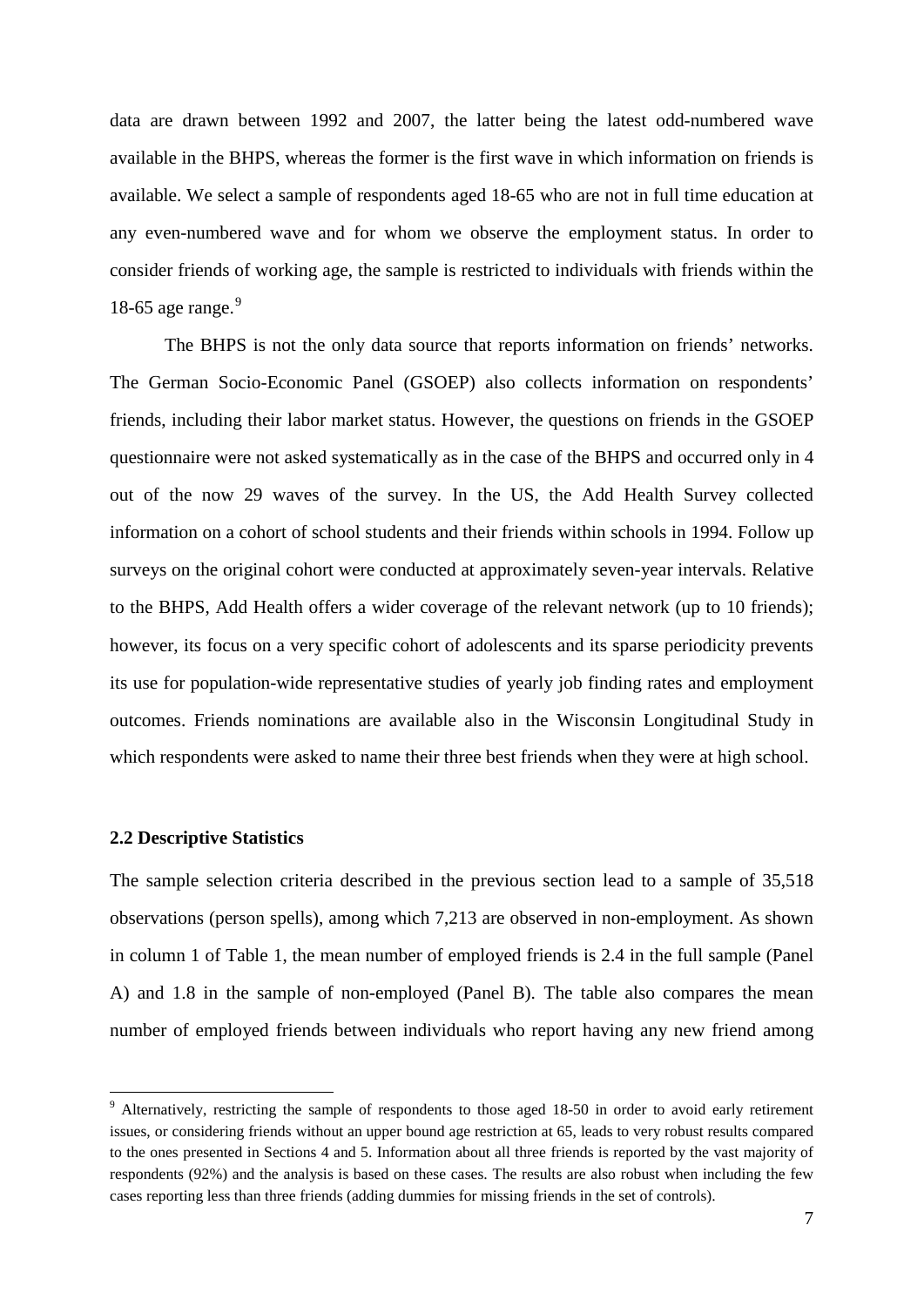data are drawn between 1992 and 2007, the latter being the latest odd-numbered wave available in the BHPS, whereas the former is the first wave in which information on friends is available. We select a sample of respondents aged 18-65 who are not in full time education at any even-numbered wave and for whom we observe the employment status. In order to consider friends of working age, the sample is restricted to individuals with friends within the 18-65 age range.[9]

The BHPS is not the only data source that reports information on friends' networks. The German Socio-Economic Panel (GSOEP) also collects information on respondents' friends, including their labor market status. However, the questions on friends in the GSOEP questionnaire were not asked systematically as in the case of the BHPS and occurred only in 4 out of the now 29 waves of the survey. In the US, the Add Health Survey collected information on a cohort of school students and their friends within schools in 1994. Follow up surveys on the original cohort were conducted at approximately seven-year intervals. Relative to the BHPS, Add Health offers a wider coverage of the relevant network (up to 10 friends); however, its focus on a very specific cohort of adolescents and its sparse periodicity prevents its use for population-wide representative studies of yearly job finding rates and employment outcomes. Friends nominations are available also in the Wisconsin Longitudinal Study in which respondents were asked to name their three best friends when they were at high school.

### 2.2 Descriptive Statistics

The sample selection criteria described in the previous section lead to a sample of 35,518 observations (person spells), among which 7,213 are observed in non-employment. As shown in column 1 of Table 1, the mean number of employed friends is 2.4 in the full sample (Panel A) and 1.8 in the sample of non-employed (Panel B). The table also compares the mean number of employed friends between individuals who report having any new friend among

[9] Alternatively, restricting the sample of respondents to those aged 18-50 in order to avoid early retirement issues, or considering friends without an upper bound age restriction at 65, leads to very robust results compared to the ones presented in Sections 4 and 5. Information about all three friends is reported by the vast majority of respondents (92%) and the analysis is based on these cases. The results are also robust when including the few cases reporting less than three friends (adding dummies for missing friends in the set of controls).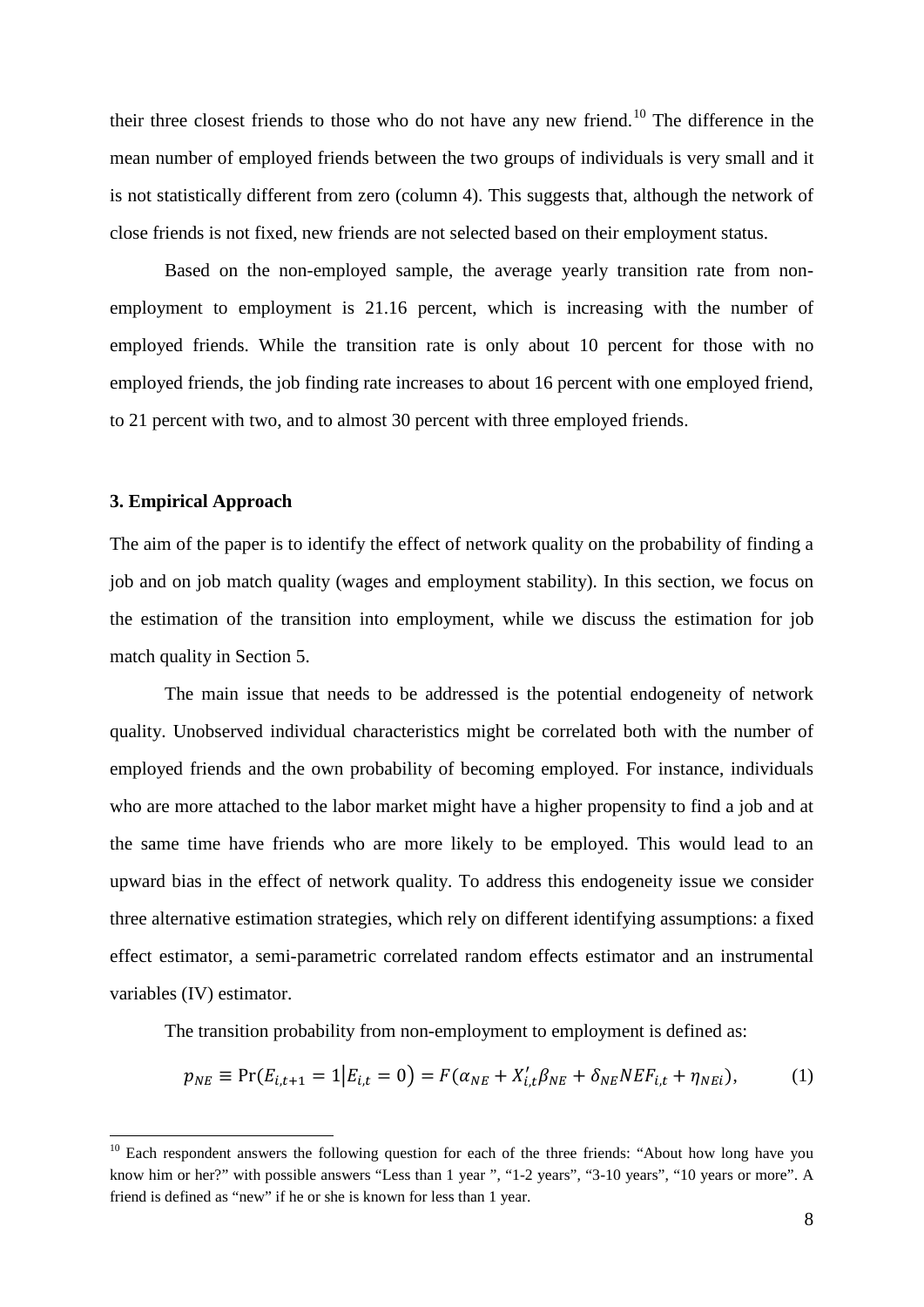their three closest friends to those who do not have any new friend.[10] The difference in the mean number of employed friends between the two groups of individuals is very small and it is not statistically different from zero (column 4). This suggests that, although the network of close friends is not fixed, new friends are not selected based on their employment status.

Based on the non-employed sample, the average yearly transition rate from non-employment to employment is 21.16 percent, which is increasing with the number of employed friends. While the transition rate is only about 10 percent for those with no employed friends, the job finding rate increases to about 16 percent with one employed friend, to 21 percent with two, and to almost 30 percent with three employed friends.

### 3. Empirical Approach

The aim of the paper is to identify the effect of network quality on the probability of finding a job and on job match quality (wages and employment stability). In this section, we focus on the estimation of the transition into employment, while we discuss the estimation for job match quality in Section 5.

The main issue that needs to be addressed is the potential endogeneity of network quality. Unobserved individual characteristics might be correlated both with the number of employed friends and the own probability of becoming employed. For instance, individuals who are more attached to the labor market might have a higher propensity to find a job and at the same time have friends who are more likely to be employed. This would lead to an upward bias in the effect of network quality. To address this endogeneity issue we consider three alternative estimation strategies, which rely on different identifying assumptions: a fixed effect estimator, a semi-parametric correlated random effects estimator and an instrumental variables (IV) estimator.

The transition probability from non-employment to employment is defined as:

$$p_{NE} \equiv \Pr(E_{i,t+1} = 1 | E_{i,t} = 0) = F(\alpha_{NE} + X'_{i,t}\beta_{NE} + \delta_{NE}NEF_{i,t} + \eta_{NEi}), \tag{1}$$

[10] Each respondent answers the following question for each of the three friends: "About how long have you know him or her?" with possible answers "Less than 1 year ", "1-2 years", "3-10 years", "10 years or more". A friend is defined as "new" if he or she is known for less than 1 year.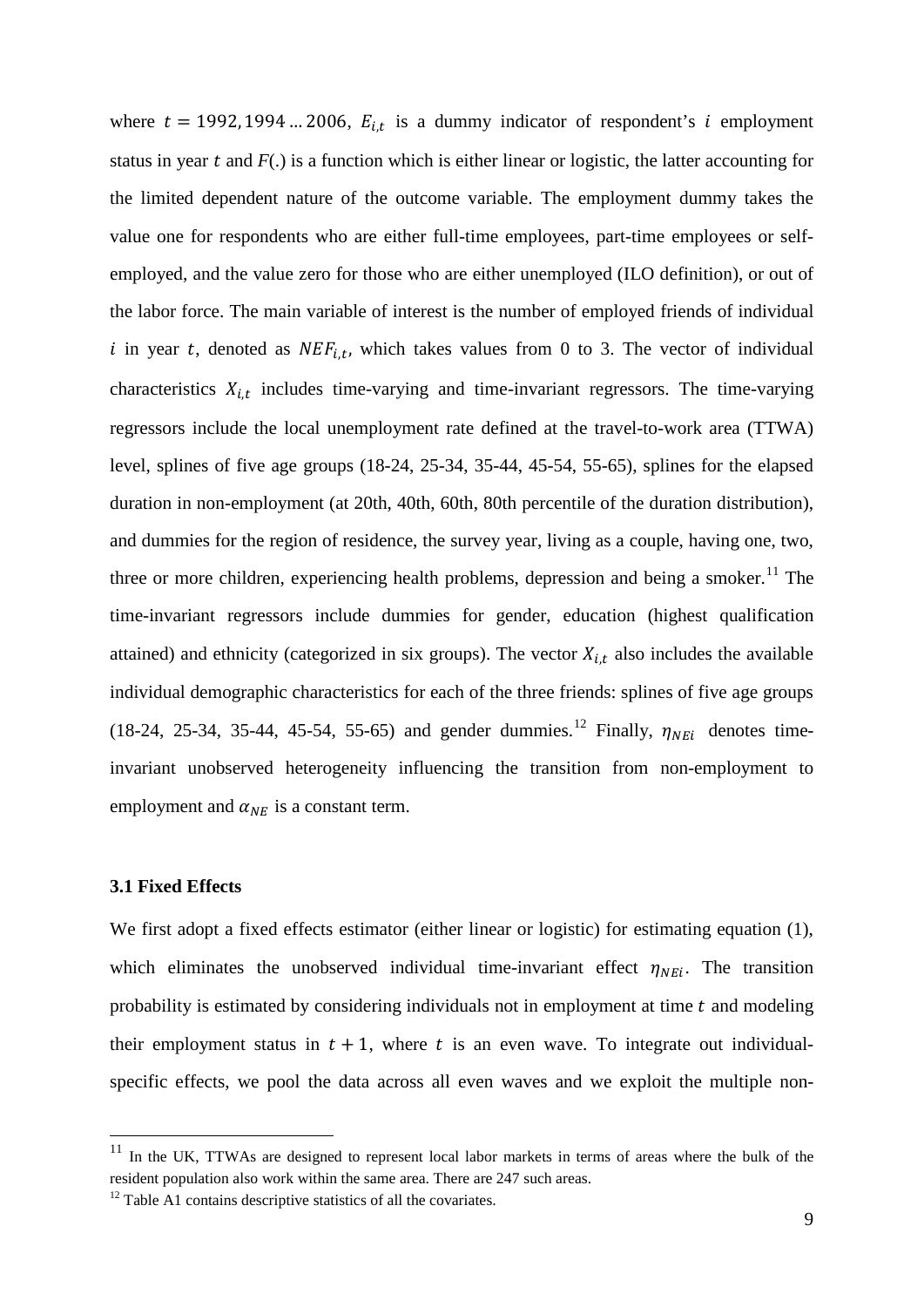where $t = 1992, 1994 \ldots 2006$, $E_{i,t}$ is a dummy indicator of respondent's $i$ employment status in year $t$ and $F(.)$ is a function which is either linear or logistic, the latter accounting for the limited dependent nature of the outcome variable. The employment dummy takes the value one for respondents who are either full-time employees, part-time employees or self-employed, and the value zero for those who are either unemployed (ILO definition), or out of the labor force. The main variable of interest is the number of employed friends of individual $i$ in year $t$, denoted as $NEF_{i,t}$, which takes values from 0 to 3. The vector of individual characteristics $X_{i,t}$ includes time-varying and time-invariant regressors. The time-varying regressors include the local unemployment rate defined at the travel-to-work area (TTWA) level, splines of five age groups (18-24, 25-34, 35-44, 45-54, 55-65), splines for the elapsed duration in non-employment (at 20th, 40th, 60th, 80th percentile of the duration distribution), and dummies for the region of residence, the survey year, living as a couple, having one, two, three or more children, experiencing health problems, depression and being a smoker.[11] The time-invariant regressors include dummies for gender, education (highest qualification attained) and ethnicity (categorized in six groups). The vector $X_{i,t}$ also includes the available individual demographic characteristics for each of the three friends: splines of five age groups (18-24, 25-34, 35-44, 45-54, 55-65) and gender dummies.[12] Finally, $\eta_{NEi}$ denotes time-invariant unobserved heterogeneity influencing the transition from non-employment to employment and $\alpha_{NE}$ is a constant term.

### 3.1 Fixed Effects

We first adopt a fixed effects estimator (either linear or logistic) for estimating equation (1), which eliminates the unobserved individual time-invariant effect $\eta_{NEi}$. The transition probability is estimated by considering individuals not in employment at time $t$ and modeling their employment status in $t+1$, where $t$ is an even wave. To integrate out individual-specific effects, we pool the data across all even waves and we exploit the multiple non-

[11] In the UK, TTWAs are designed to represent local labor markets in terms of areas where the bulk of the resident population also work within the same area. There are 247 such areas.

[12] Table A1 contains descriptive statistics of all the covariates.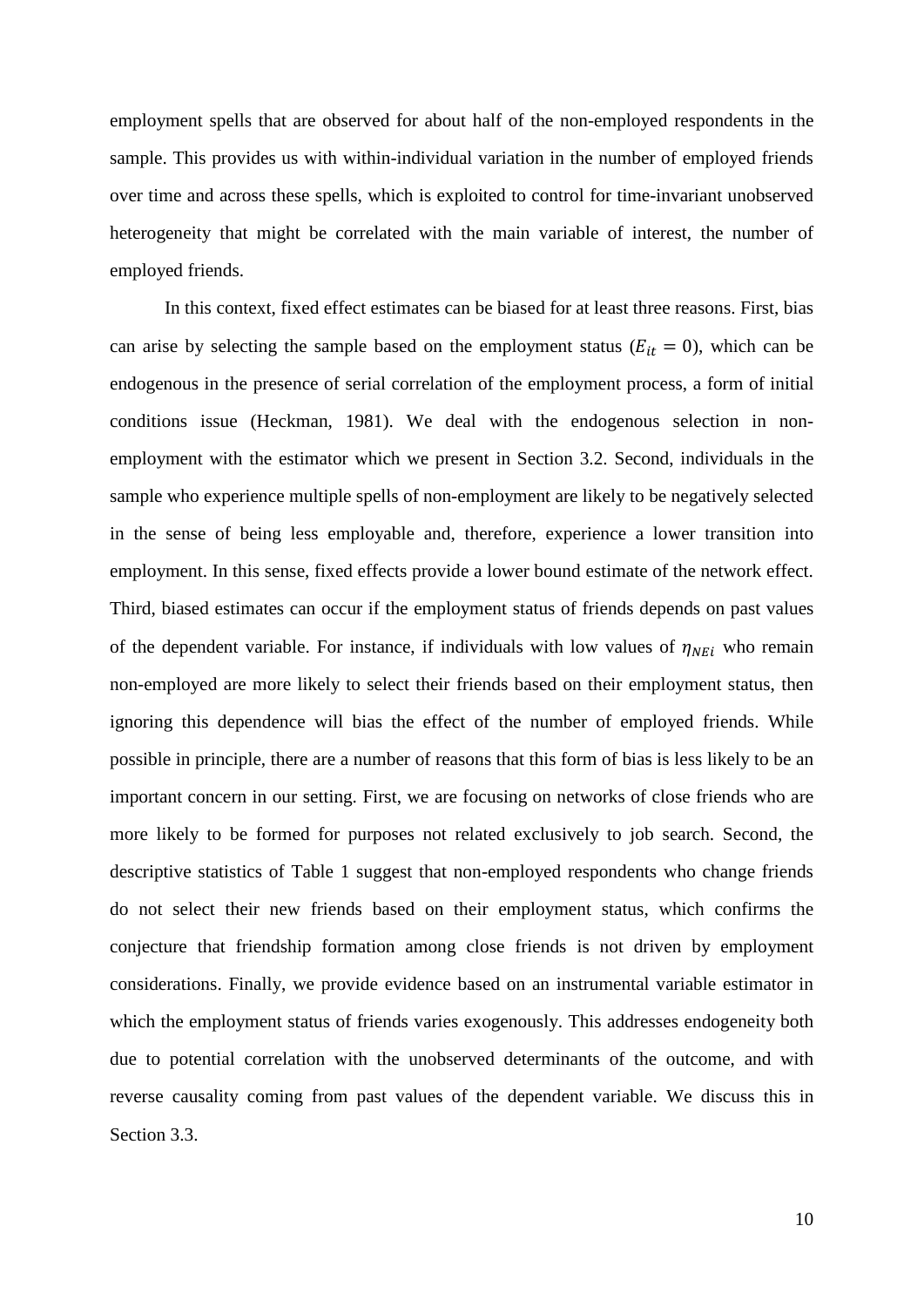employment spells that are observed for about half of the non-employed respondents in the sample. This provides us with within-individual variation in the number of employed friends over time and across these spells, which is exploited to control for time-invariant unobserved heterogeneity that might be correlated with the main variable of interest, the number of employed friends.

In this context, fixed effect estimates can be biased for at least three reasons. First, bias can arise by selecting the sample based on the employment status ($E_{it} = 0$), which can be endogenous in the presence of serial correlation of the employment process, a form of initial conditions issue (Heckman, 1981). We deal with the endogenous selection in non-employment with the estimator which we present in Section 3.2. Second, individuals in the sample who experience multiple spells of non-employment are likely to be negatively selected in the sense of being less employable and, therefore, experience a lower transition into employment. In this sense, fixed effects provide a lower bound estimate of the network effect. Third, biased estimates can occur if the employment status of friends depends on past values of the dependent variable. For instance, if individuals with low values of $\eta_{NEi}$ who remain non-employed are more likely to select their friends based on their employment status, then ignoring this dependence will bias the effect of the number of employed friends. While possible in principle, there are a number of reasons that this form of bias is less likely to be an important concern in our setting. First, we are focusing on networks of close friends who are more likely to be formed for purposes not related exclusively to job search. Second, the descriptive statistics of Table 1 suggest that non-employed respondents who change friends do not select their new friends based on their employment status, which confirms the conjecture that friendship formation among close friends is not driven by employment considerations. Finally, we provide evidence based on an instrumental variable estimator in which the employment status of friends varies exogenously. This addresses endogeneity both due to potential correlation with the unobserved determinants of the outcome, and with reverse causality coming from past values of the dependent variable. We discuss this in Section 3.3.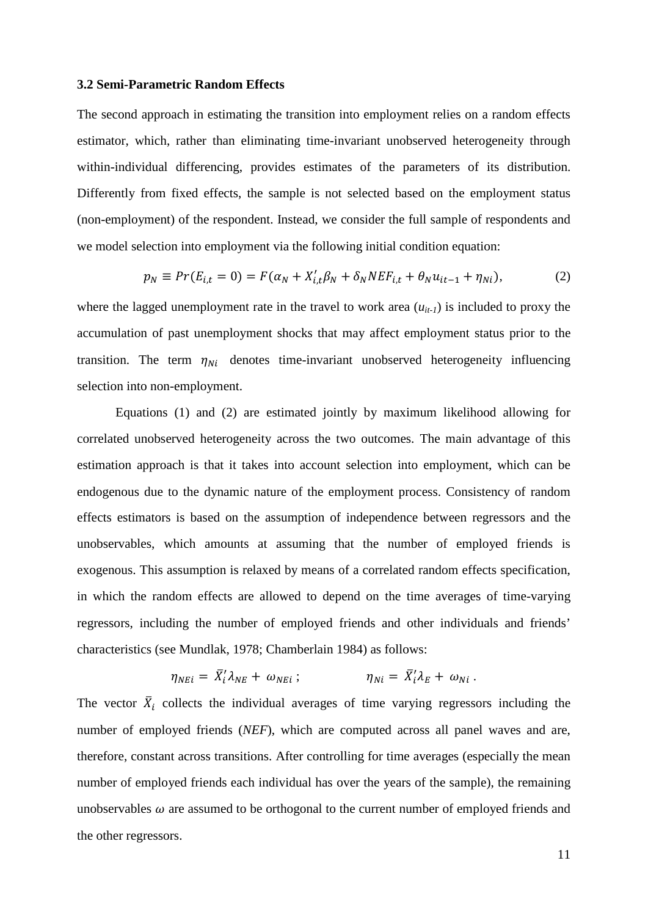### 3.2 Semi-Parametric Random Effects

The second approach in estimating the transition into employment relies on a random effects estimator, which, rather than eliminating time-invariant unobserved heterogeneity through within-individual differencing, provides estimates of the parameters of its distribution. Differently from fixed effects, the sample is not selected based on the employment status (non-employment) of the respondent. Instead, we consider the full sample of respondents and we model selection into employment via the following initial condition equation:

$$p_N \equiv Pr(E_{i,t} = 0) = F(\alpha_N + X'_{i,t}\beta_N + \delta_N NEF_{i,t} + \theta_N u_{it-1} + \eta_{Ni}), \tag{2}$$

where the lagged unemployment rate in the travel to work area ($u_{it-1}$) is included to proxy the accumulation of past unemployment shocks that may affect employment status prior to the transition. The term $\eta_{Ni}$ denotes time-invariant unobserved heterogeneity influencing selection into non-employment.

Equations (1) and (2) are estimated jointly by maximum likelihood allowing for correlated unobserved heterogeneity across the two outcomes. The main advantage of this estimation approach is that it takes into account selection into employment, which can be endogenous due to the dynamic nature of the employment process. Consistency of random effects estimators is based on the assumption of independence between regressors and the unobservables, which amounts at assuming that the number of employed friends is exogenous. This assumption is relaxed by means of a correlated random effects specification, in which the random effects are allowed to depend on the time averages of time-varying regressors, including the number of employed friends and other individuals and friends' characteristics (see Mundlak, 1978; Chamberlain 1984) as follows:

$$\eta_{NEi} = \bar{X}'_i \lambda_{NE} + \omega_{NEi} \; ; \qquad \qquad \eta_{Ni} = \bar{X}'_i \lambda_E + \omega_{Ni} \; .$$

The vector $\bar{X}_i$ collects the individual averages of time varying regressors including the number of employed friends (*NEF*), which are computed across all panel waves and are, therefore, constant across transitions. After controlling for time averages (especially the mean number of employed friends each individual has over the years of the sample), the remaining unobservables $\omega$ are assumed to be orthogonal to the current number of employed friends and the other regressors.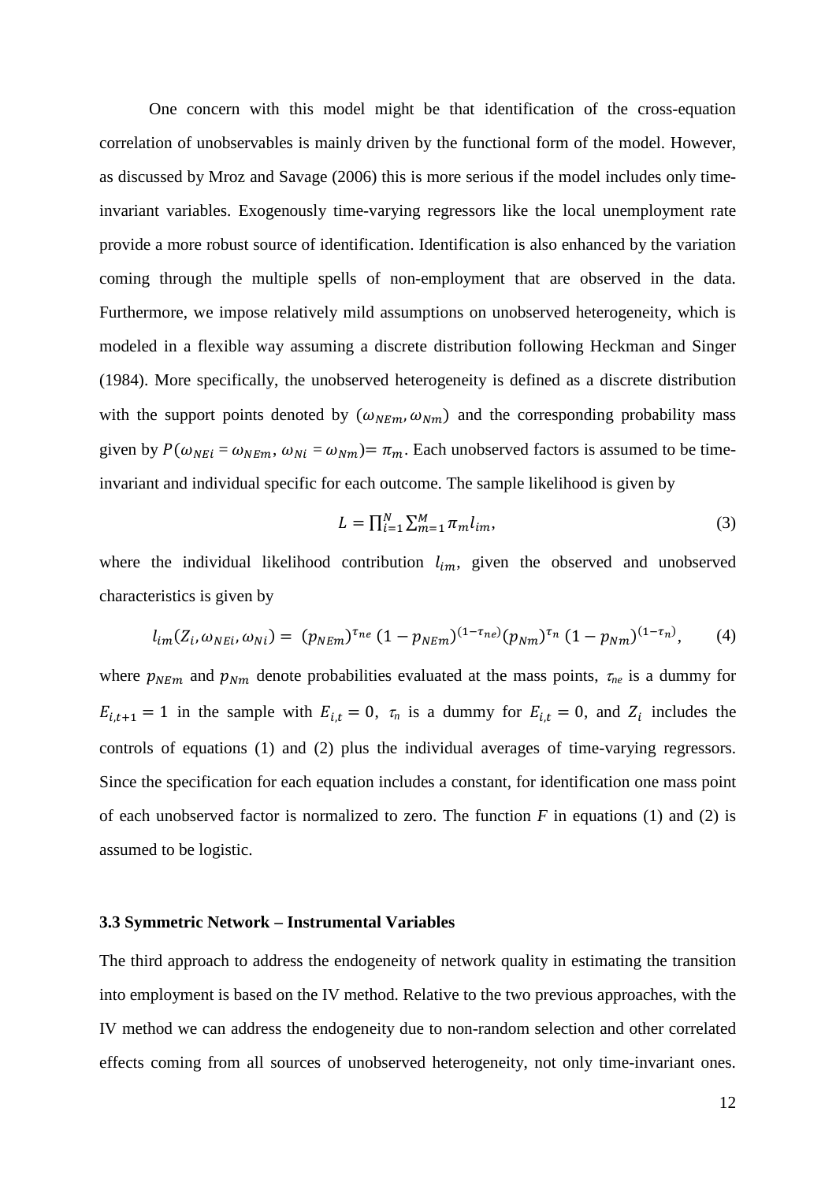One concern with this model might be that identification of the cross-equation correlation of unobservables is mainly driven by the functional form of the model. However, as discussed by Mroz and Savage (2006) this is more serious if the model includes only time-invariant variables. Exogenously time-varying regressors like the local unemployment rate provide a more robust source of identification. Identification is also enhanced by the variation coming through the multiple spells of non-employment that are observed in the data. Furthermore, we impose relatively mild assumptions on unobserved heterogeneity, which is modeled in a flexible way assuming a discrete distribution following Heckman and Singer (1984). More specifically, the unobserved heterogeneity is defined as a discrete distribution with the support points denoted by $(\omega_{NEm}, \omega_{Nm})$ and the corresponding probability mass given by $P(\omega_{NEi} = \omega_{NEm}, \omega_{Ni} = \omega_{Nm}) = \pi_m$. Each unobserved factors is assumed to be time-invariant and individual specific for each outcome. The sample likelihood is given by

$$L = \prod_{i=1}^{N} \sum_{m=1}^{M} \pi_m l_{im}, \tag{3}$$

where the individual likelihood contribution $l_{im}$, given the observed and unobserved characteristics is given by

$$l_{im}(Z_i, \omega_{NEi}, \omega_{Ni}) = (p_{NEm})^{\tau_{ne}} (1 - p_{NEm})^{(1-\tau_{ne})} (p_{Nm})^{\tau_n} (1 - p_{Nm})^{(1-\tau_n)}, \tag{4}$$

where $p_{NEm}$ and $p_{Nm}$ denote probabilities evaluated at the mass points, $\tau_{ne}$ is a dummy for $E_{i,t+1} = 1$ in the sample with $E_{i,t} = 0$, $\tau_n$ is a dummy for $E_{i,t} = 0$, and $Z_i$ includes the controls of equations (1) and (2) plus the individual averages of time-varying regressors. Since the specification for each equation includes a constant, for identification one mass point of each unobserved factor is normalized to zero. The function $F$ in equations (1) and (2) is assumed to be logistic.

### 3.3 Symmetric Network – Instrumental Variables

The third approach to address the endogeneity of network quality in estimating the transition into employment is based on the IV method. Relative to the two previous approaches, with the IV method we can address the endogeneity due to non-random selection and other correlated effects coming from all sources of unobserved heterogeneity, not only time-invariant ones.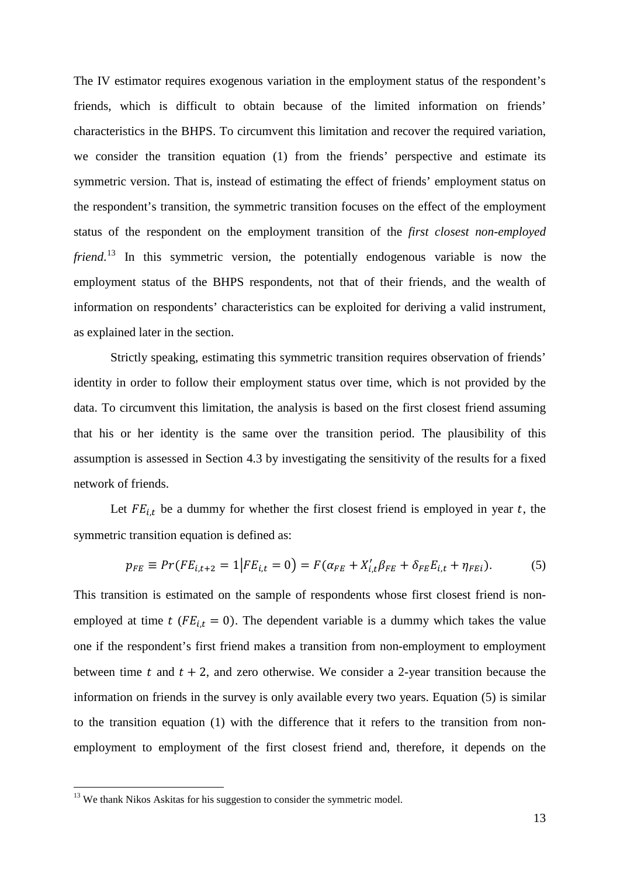The IV estimator requires exogenous variation in the employment status of the respondent's friends, which is difficult to obtain because of the limited information on friends' characteristics in the BHPS. To circumvent this limitation and recover the required variation, we consider the transition equation (1) from the friends' perspective and estimate its symmetric version. That is, instead of estimating the effect of friends' employment status on the respondent's transition, the symmetric transition focuses on the effect of the employment status of the respondent on the employment transition of the *first closest non-employed friend*.[13] In this symmetric version, the potentially endogenous variable is now the employment status of the BHPS respondents, not that of their friends, and the wealth of information on respondents' characteristics can be exploited for deriving a valid instrument, as explained later in the section.

Strictly speaking, estimating this symmetric transition requires observation of friends' identity in order to follow their employment status over time, which is not provided by the data. To circumvent this limitation, the analysis is based on the first closest friend assuming that his or her identity is the same over the transition period. The plausibility of this assumption is assessed in Section 4.3 by investigating the sensitivity of the results for a fixed network of friends.

Let $FE_{i,t}$ be a dummy for whether the first closest friend is employed in year $t$, the symmetric transition equation is defined as:

$$p_{FE} \equiv Pr(FE_{i,t+2} = 1 | FE_{i,t} = 0) = F(\alpha_{FE} + X'_{i,t}\beta_{FE} + \delta_{FE}E_{i,t} + \eta_{FEi}). \qquad (5)$$

This transition is estimated on the sample of respondents whose first closest friend is non-employed at time $t$ ($FE_{i,t} = 0$). The dependent variable is a dummy which takes the value one if the respondent's first friend makes a transition from non-employment to employment between time $t$ and $t + 2$, and zero otherwise. We consider a 2-year transition because the information on friends in the survey is only available every two years. Equation (5) is similar to the transition equation (1) with the difference that it refers to the transition from non-employment to employment of the first closest friend and, therefore, it depends on the

[13] We thank Nikos Askitas for his suggestion to consider the symmetric model.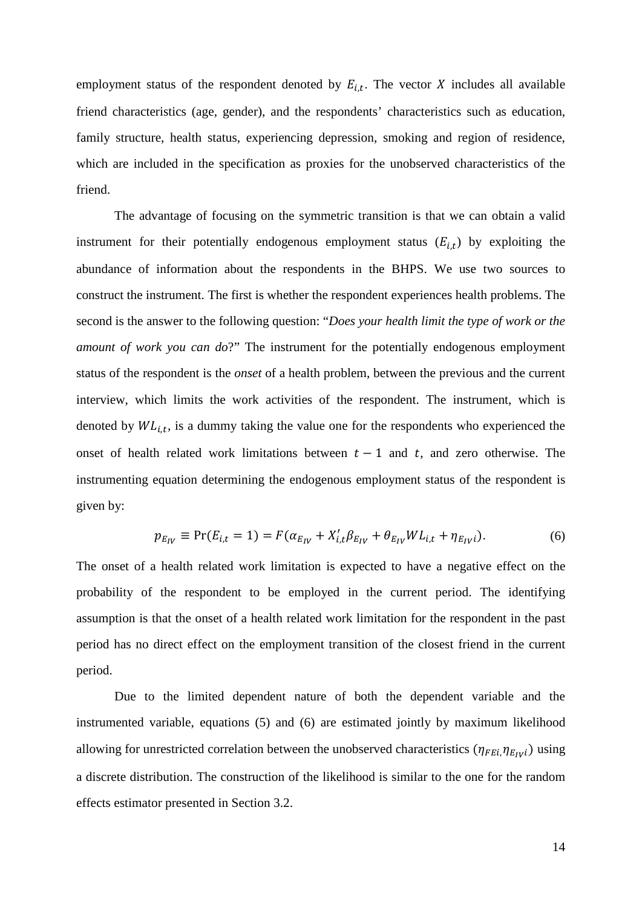employment status of the respondent denoted by $E_{i,t}$. The vector $X$ includes all available friend characteristics (age, gender), and the respondents' characteristics such as education, family structure, health status, experiencing depression, smoking and region of residence, which are included in the specification as proxies for the unobserved characteristics of the friend.

The advantage of focusing on the symmetric transition is that we can obtain a valid instrument for their potentially endogenous employment status ($E_{i,t}$) by exploiting the abundance of information about the respondents in the BHPS. We use two sources to construct the instrument. The first is whether the respondent experiences health problems. The second is the answer to the following question: "*Does your health limit the type of work or the amount of work you can do*?" The instrument for the potentially endogenous employment status of the respondent is the *onset* of a health problem, between the previous and the current interview, which limits the work activities of the respondent. The instrument, which is denoted by $WL_{i,t}$, is a dummy taking the value one for the respondents who experienced the onset of health related work limitations between $t-1$ and $t$, and zero otherwise. The instrumenting equation determining the endogenous employment status of the respondent is given by:

$$p_{E_{IV}} \equiv \Pr(E_{i,t}=1) = F(\alpha_{E_{IV}} + X_{i,t}'\beta_{E_{IV}} + \theta_{E_{IV}} WL_{i,t} + \eta_{E_{IV}i}). \tag{6}$$

The onset of a health related work limitation is expected to have a negative effect on the probability of the respondent to be employed in the current period. The identifying assumption is that the onset of a health related work limitation for the respondent in the past period has no direct effect on the employment transition of the closest friend in the current period.

Due to the limited dependent nature of both the dependent variable and the instrumented variable, equations (5) and (6) are estimated jointly by maximum likelihood allowing for unrestricted correlation between the unobserved characteristics ($\eta_{FEi}, \eta_{E_{IV}i}$) using a discrete distribution. The construction of the likelihood is similar to the one for the random effects estimator presented in Section 3.2.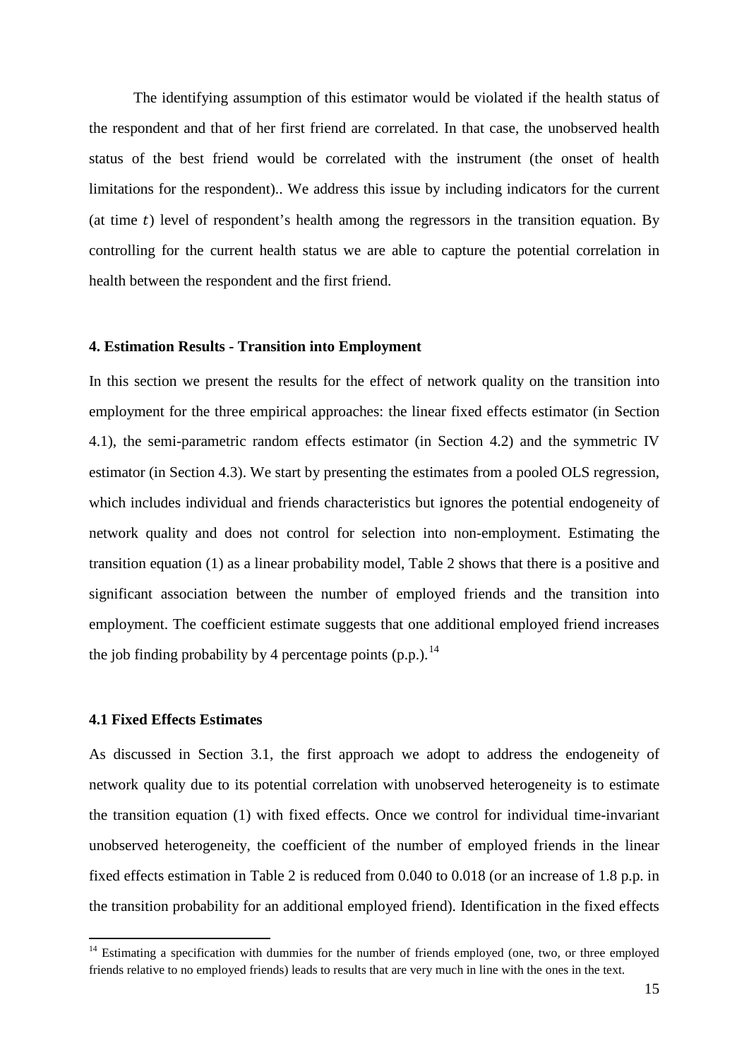The identifying assumption of this estimator would be violated if the health status of the respondent and that of her first friend are correlated. In that case, the unobserved health status of the best friend would be correlated with the instrument (the onset of health limitations for the respondent).. We address this issue by including indicators for the current (at time $t$) level of respondent's health among the regressors in the transition equation. By controlling for the current health status we are able to capture the potential correlation in health between the respondent and the first friend.

## 4. Estimation Results - Transition into Employment

In this section we present the results for the effect of network quality on the transition into employment for the three empirical approaches: the linear fixed effects estimator (in Section 4.1), the semi-parametric random effects estimator (in Section 4.2) and the symmetric IV estimator (in Section 4.3). We start by presenting the estimates from a pooled OLS regression, which includes individual and friends characteristics but ignores the potential endogeneity of network quality and does not control for selection into non-employment. Estimating the transition equation (1) as a linear probability model, Table 2 shows that there is a positive and significant association between the number of employed friends and the transition into employment. The coefficient estimate suggests that one additional employed friend increases the job finding probability by 4 percentage points (p.p.).[14]

### 4.1 Fixed Effects Estimates

As discussed in Section 3.1, the first approach we adopt to address the endogeneity of network quality due to its potential correlation with unobserved heterogeneity is to estimate the transition equation (1) with fixed effects. Once we control for individual time-invariant unobserved heterogeneity, the coefficient of the number of employed friends in the linear fixed effects estimation in Table 2 is reduced from 0.040 to 0.018 (or an increase of 1.8 p.p. in the transition probability for an additional employed friend). Identification in the fixed effects

[14] Estimating a specification with dummies for the number of friends employed (one, two, or three employed friends relative to no employed friends) leads to results that are very much in line with the ones in the text.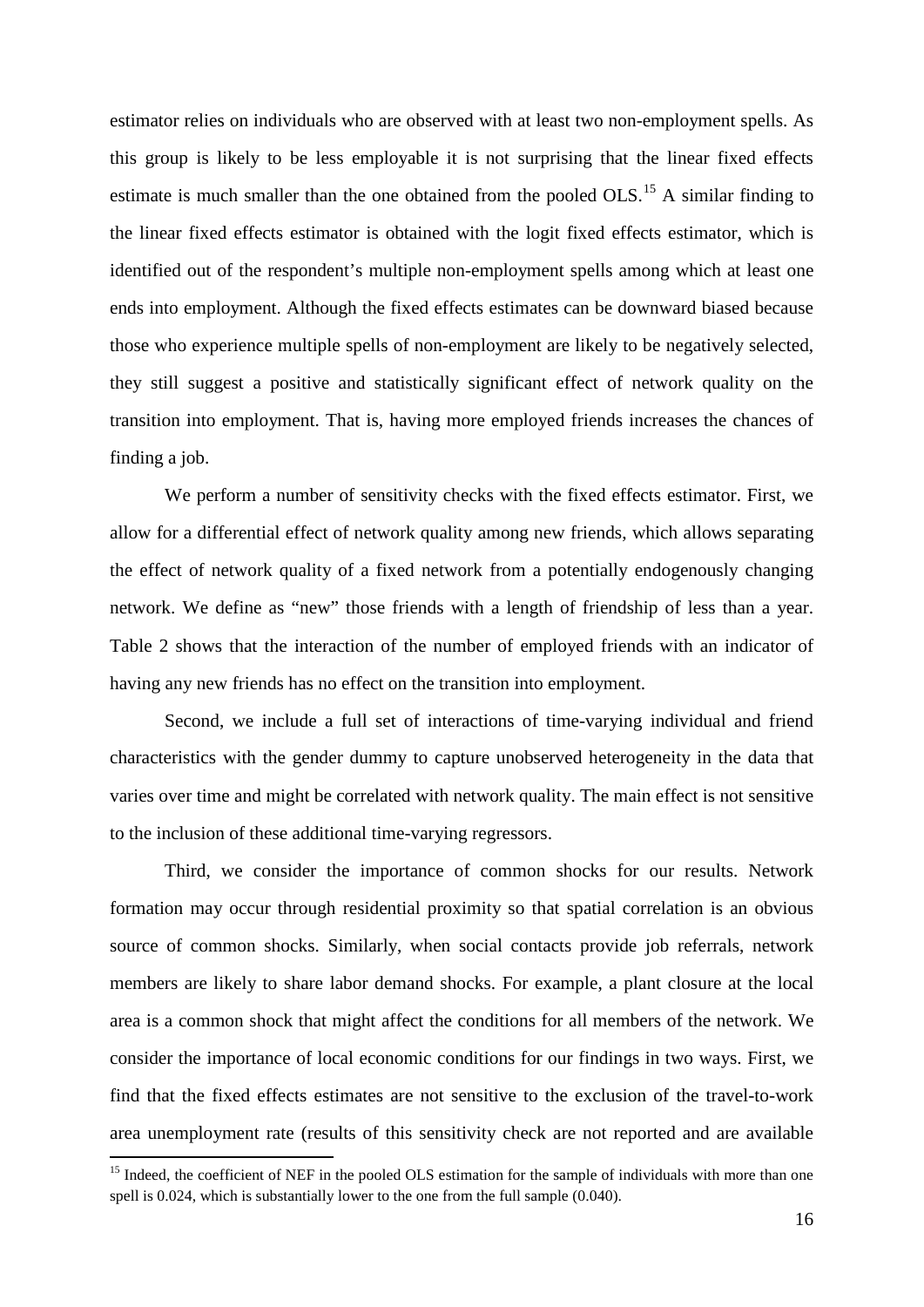estimator relies on individuals who are observed with at least two non-employment spells. As this group is likely to be less employable it is not surprising that the linear fixed effects estimate is much smaller than the one obtained from the pooled OLS.[15] A similar finding to the linear fixed effects estimator is obtained with the logit fixed effects estimator, which is identified out of the respondent's multiple non-employment spells among which at least one ends into employment. Although the fixed effects estimates can be downward biased because those who experience multiple spells of non-employment are likely to be negatively selected, they still suggest a positive and statistically significant effect of network quality on the transition into employment. That is, having more employed friends increases the chances of finding a job.

We perform a number of sensitivity checks with the fixed effects estimator. First, we allow for a differential effect of network quality among new friends, which allows separating the effect of network quality of a fixed network from a potentially endogenously changing network. We define as "new" those friends with a length of friendship of less than a year. Table 2 shows that the interaction of the number of employed friends with an indicator of having any new friends has no effect on the transition into employment.

Second, we include a full set of interactions of time-varying individual and friend characteristics with the gender dummy to capture unobserved heterogeneity in the data that varies over time and might be correlated with network quality. The main effect is not sensitive to the inclusion of these additional time-varying regressors.

Third, we consider the importance of common shocks for our results. Network formation may occur through residential proximity so that spatial correlation is an obvious source of common shocks. Similarly, when social contacts provide job referrals, network members are likely to share labor demand shocks. For example, a plant closure at the local area is a common shock that might affect the conditions for all members of the network. We consider the importance of local economic conditions for our findings in two ways. First, we find that the fixed effects estimates are not sensitive to the exclusion of the travel-to-work area unemployment rate (results of this sensitivity check are not reported and are available

[15] Indeed, the coefficient of NEF in the pooled OLS estimation for the sample of individuals with more than one spell is 0.024, which is substantially lower to the one from the full sample (0.040).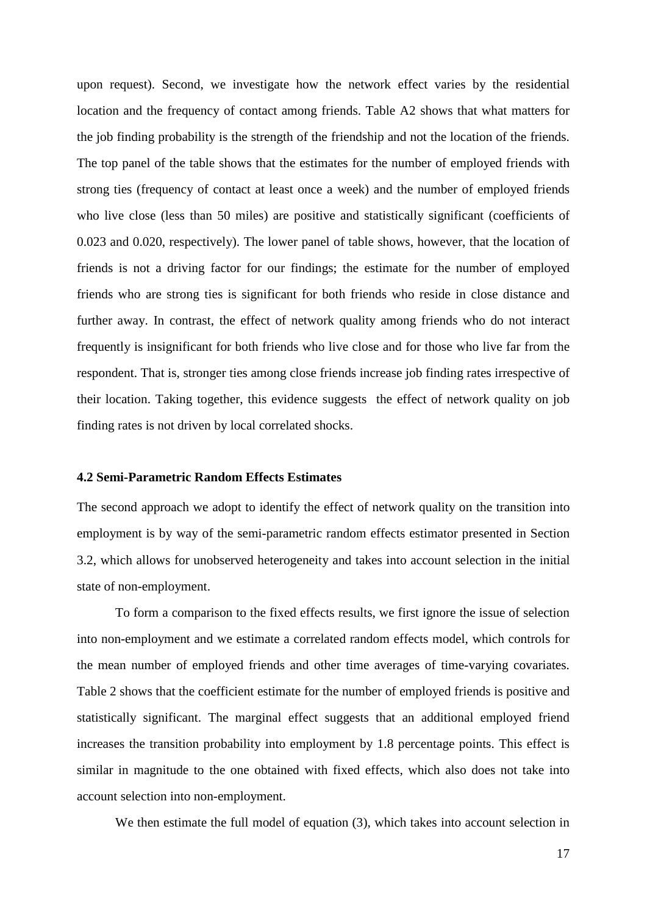upon request). Second, we investigate how the network effect varies by the residential location and the frequency of contact among friends. Table A2 shows that what matters for the job finding probability is the strength of the friendship and not the location of the friends. The top panel of the table shows that the estimates for the number of employed friends with strong ties (frequency of contact at least once a week) and the number of employed friends who live close (less than 50 miles) are positive and statistically significant (coefficients of 0.023 and 0.020, respectively). The lower panel of table shows, however, that the location of friends is not a driving factor for our findings; the estimate for the number of employed friends who are strong ties is significant for both friends who reside in close distance and further away. In contrast, the effect of network quality among friends who do not interact frequently is insignificant for both friends who live close and for those who live far from the respondent. That is, stronger ties among close friends increase job finding rates irrespective of their location. Taking together, this evidence suggests  the effect of network quality on job finding rates is not driven by local correlated shocks.

### 4.2 Semi-Parametric Random Effects Estimates

The second approach we adopt to identify the effect of network quality on the transition into employment is by way of the semi-parametric random effects estimator presented in Section 3.2, which allows for unobserved heterogeneity and takes into account selection in the initial state of non-employment.

To form a comparison to the fixed effects results, we first ignore the issue of selection into non-employment and we estimate a correlated random effects model, which controls for the mean number of employed friends and other time averages of time-varying covariates. Table 2 shows that the coefficient estimate for the number of employed friends is positive and statistically significant. The marginal effect suggests that an additional employed friend increases the transition probability into employment by 1.8 percentage points. This effect is similar in magnitude to the one obtained with fixed effects, which also does not take into account selection into non-employment.

We then estimate the full model of equation (3), which takes into account selection in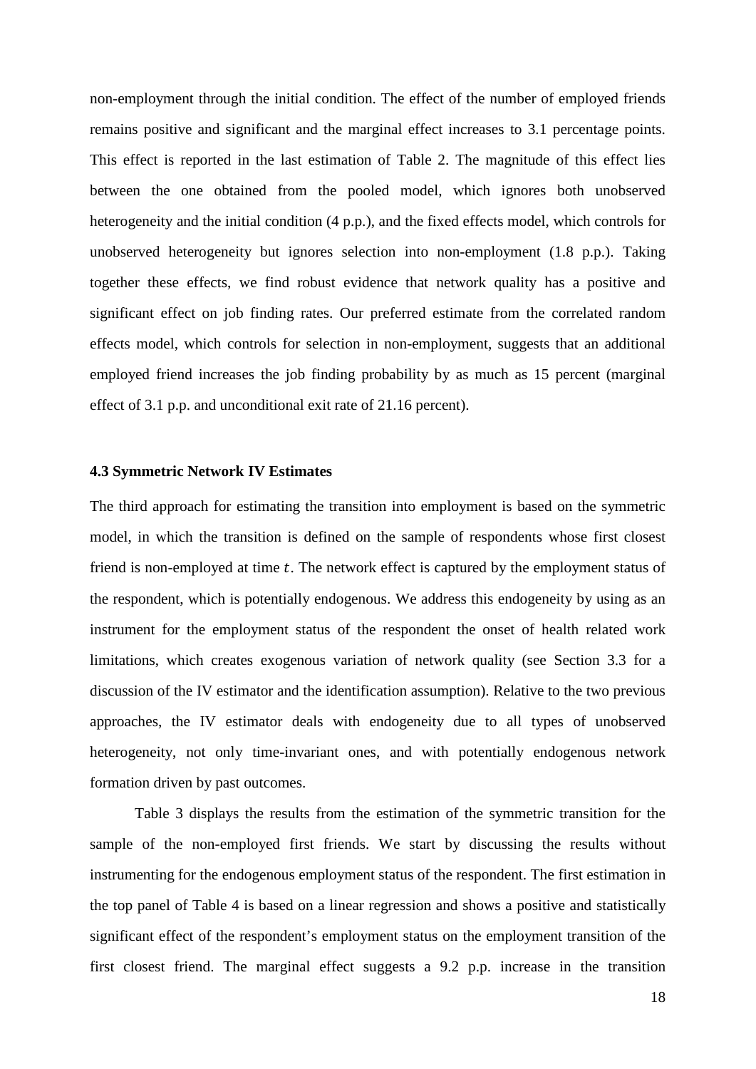non-employment through the initial condition. The effect of the number of employed friends remains positive and significant and the marginal effect increases to 3.1 percentage points. This effect is reported in the last estimation of Table 2. The magnitude of this effect lies between the one obtained from the pooled model, which ignores both unobserved heterogeneity and the initial condition (4 p.p.), and the fixed effects model, which controls for unobserved heterogeneity but ignores selection into non-employment (1.8 p.p.). Taking together these effects, we find robust evidence that network quality has a positive and significant effect on job finding rates. Our preferred estimate from the correlated random effects model, which controls for selection in non-employment, suggests that an additional employed friend increases the job finding probability by as much as 15 percent (marginal effect of 3.1 p.p. and unconditional exit rate of 21.16 percent).

### 4.3 Symmetric Network IV Estimates

The third approach for estimating the transition into employment is based on the symmetric model, in which the transition is defined on the sample of respondents whose first closest friend is non-employed at time $t$. The network effect is captured by the employment status of the respondent, which is potentially endogenous. We address this endogeneity by using as an instrument for the employment status of the respondent the onset of health related work limitations, which creates exogenous variation of network quality (see Section 3.3 for a discussion of the IV estimator and the identification assumption). Relative to the two previous approaches, the IV estimator deals with endogeneity due to all types of unobserved heterogeneity, not only time-invariant ones, and with potentially endogenous network formation driven by past outcomes.

Table 3 displays the results from the estimation of the symmetric transition for the sample of the non-employed first friends. We start by discussing the results without instrumenting for the endogenous employment status of the respondent. The first estimation in the top panel of Table 4 is based on a linear regression and shows a positive and statistically significant effect of the respondent's employment status on the employment transition of the first closest friend. The marginal effect suggests a 9.2 p.p. increase in the transition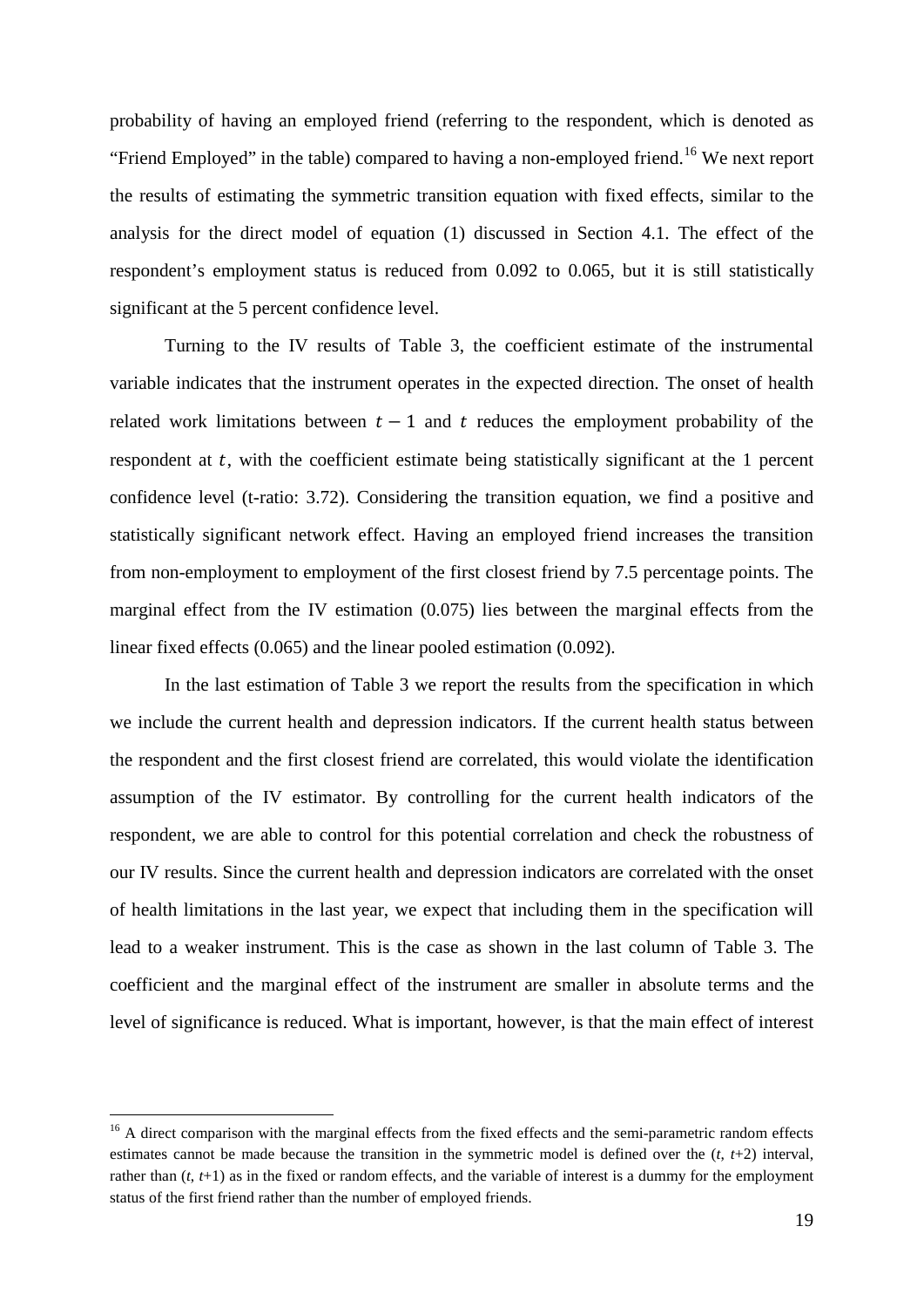probability of having an employed friend (referring to the respondent, which is denoted as "Friend Employed" in the table) compared to having a non-employed friend.[16] We next report the results of estimating the symmetric transition equation with fixed effects, similar to the analysis for the direct model of equation (1) discussed in Section 4.1. The effect of the respondent's employment status is reduced from 0.092 to 0.065, but it is still statistically significant at the 5 percent confidence level.

Turning to the IV results of Table 3, the coefficient estimate of the instrumental variable indicates that the instrument operates in the expected direction. The onset of health related work limitations between $t-1$ and $t$ reduces the employment probability of the respondent at $t$, with the coefficient estimate being statistically significant at the 1 percent confidence level (t-ratio: 3.72). Considering the transition equation, we find a positive and statistically significant network effect. Having an employed friend increases the transition from non-employment to employment of the first closest friend by 7.5 percentage points. The marginal effect from the IV estimation (0.075) lies between the marginal effects from the linear fixed effects (0.065) and the linear pooled estimation (0.092).

In the last estimation of Table 3 we report the results from the specification in which we include the current health and depression indicators. If the current health status between the respondent and the first closest friend are correlated, this would violate the identification assumption of the IV estimator. By controlling for the current health indicators of the respondent, we are able to control for this potential correlation and check the robustness of our IV results. Since the current health and depression indicators are correlated with the onset of health limitations in the last year, we expect that including them in the specification will lead to a weaker instrument. This is the case as shown in the last column of Table 3. The coefficient and the marginal effect of the instrument are smaller in absolute terms and the level of significance is reduced. What is important, however, is that the main effect of interest

[16] A direct comparison with the marginal effects from the fixed effects and the semi-parametric random effects estimates cannot be made because the transition in the symmetric model is defined over the ($t$, $t$+2) interval, rather than ($t$, $t$+1) as in the fixed or random effects, and the variable of interest is a dummy for the employment status of the first friend rather than the number of employed friends.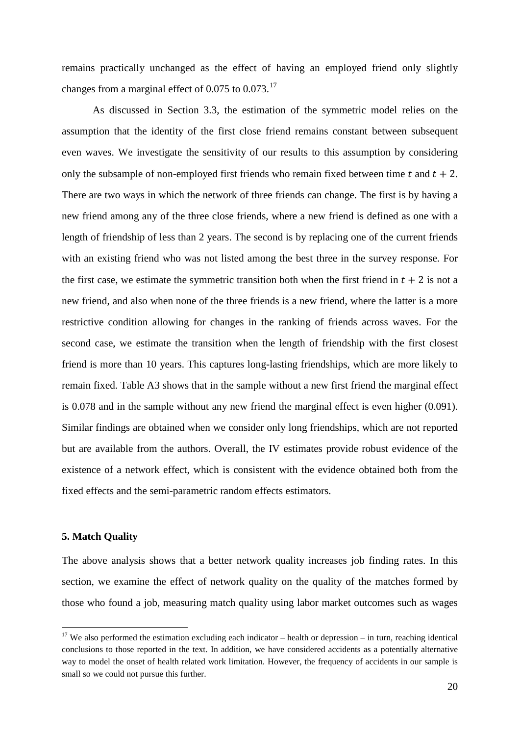remains practically unchanged as the effect of having an employed friend only slightly changes from a marginal effect of 0.075 to 0.073.[17]

As discussed in Section 3.3, the estimation of the symmetric model relies on the assumption that the identity of the first close friend remains constant between subsequent even waves. We investigate the sensitivity of our results to this assumption by considering only the subsample of non-employed first friends who remain fixed between time $t$ and $t + 2$. There are two ways in which the network of three friends can change. The first is by having a new friend among any of the three close friends, where a new friend is defined as one with a length of friendship of less than 2 years. The second is by replacing one of the current friends with an existing friend who was not listed among the best three in the survey response. For the first case, we estimate the symmetric transition both when the first friend in $t + 2$ is not a new friend, and also when none of the three friends is a new friend, where the latter is a more restrictive condition allowing for changes in the ranking of friends across waves. For the second case, we estimate the transition when the length of friendship with the first closest friend is more than 10 years. This captures long-lasting friendships, which are more likely to remain fixed. Table A3 shows that in the sample without a new first friend the marginal effect is 0.078 and in the sample without any new friend the marginal effect is even higher (0.091). Similar findings are obtained when we consider only long friendships, which are not reported but are available from the authors. Overall, the IV estimates provide robust evidence of the existence of a network effect, which is consistent with the evidence obtained both from the fixed effects and the semi-parametric random effects estimators.

## 5. Match Quality

The above analysis shows that a better network quality increases job finding rates. In this section, we examine the effect of network quality on the quality of the matches formed by those who found a job, measuring match quality using labor market outcomes such as wages

[17] We also performed the estimation excluding each indicator – health or depression – in turn, reaching identical conclusions to those reported in the text. In addition, we have considered accidents as a potentially alternative way to model the onset of health related work limitation. However, the frequency of accidents in our sample is small so we could not pursue this further.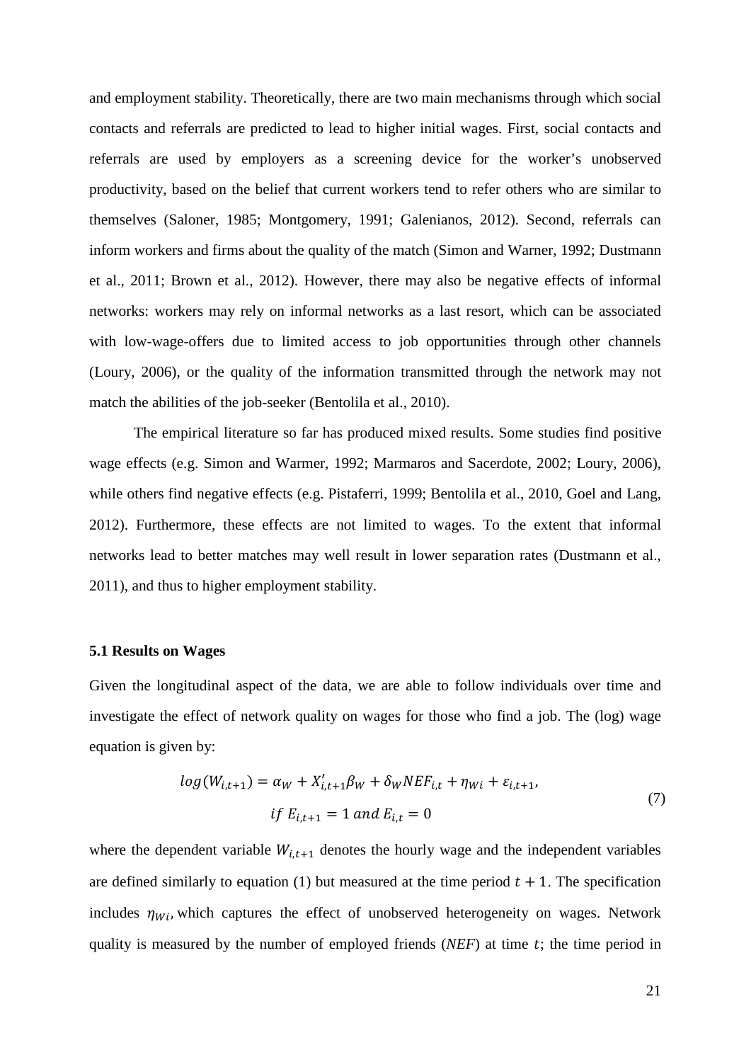and employment stability. Theoretically, there are two main mechanisms through which social contacts and referrals are predicted to lead to higher initial wages. First, social contacts and referrals are used by employers as a screening device for the worker's unobserved productivity, based on the belief that current workers tend to refer others who are similar to themselves (Saloner, 1985; Montgomery, 1991; Galenianos, 2012). Second, referrals can inform workers and firms about the quality of the match (Simon and Warner, 1992; Dustmann et al., 2011; Brown et al., 2012). However, there may also be negative effects of informal networks: workers may rely on informal networks as a last resort, which can be associated with low-wage-offers due to limited access to job opportunities through other channels (Loury, 2006), or the quality of the information transmitted through the network may not match the abilities of the job-seeker (Bentolila et al., 2010).

The empirical literature so far has produced mixed results. Some studies find positive wage effects (e.g. Simon and Warmer, 1992; Marmaros and Sacerdote, 2002; Loury, 2006), while others find negative effects (e.g. Pistaferri, 1999; Bentolila et al., 2010, Goel and Lang, 2012). Furthermore, these effects are not limited to wages. To the extent that informal networks lead to better matches may well result in lower separation rates (Dustmann et al., 2011), and thus to higher employment stability.

### 5.1 Results on Wages

Given the longitudinal aspect of the data, we are able to follow individuals over time and investigate the effect of network quality on wages for those who find a job. The (log) wage equation is given by:

$$log(W_{i,t+1}) = \alpha_W + X'_{i,t+1}\beta_W + \delta_W NEF_{i,t} + \eta_{Wi} + \varepsilon_{i,t+1},$$
$$if \ E_{i,t+1} = 1 \ and \ E_{i,t} = 0 \tag{7}$$

where the dependent variable $W_{i,t+1}$ denotes the hourly wage and the independent variables are defined similarly to equation (1) but measured at the time period $t+1$. The specification includes $\eta_{Wi}$, which captures the effect of unobserved heterogeneity on wages. Network quality is measured by the number of employed friends (*NEF*) at time $t$; the time period in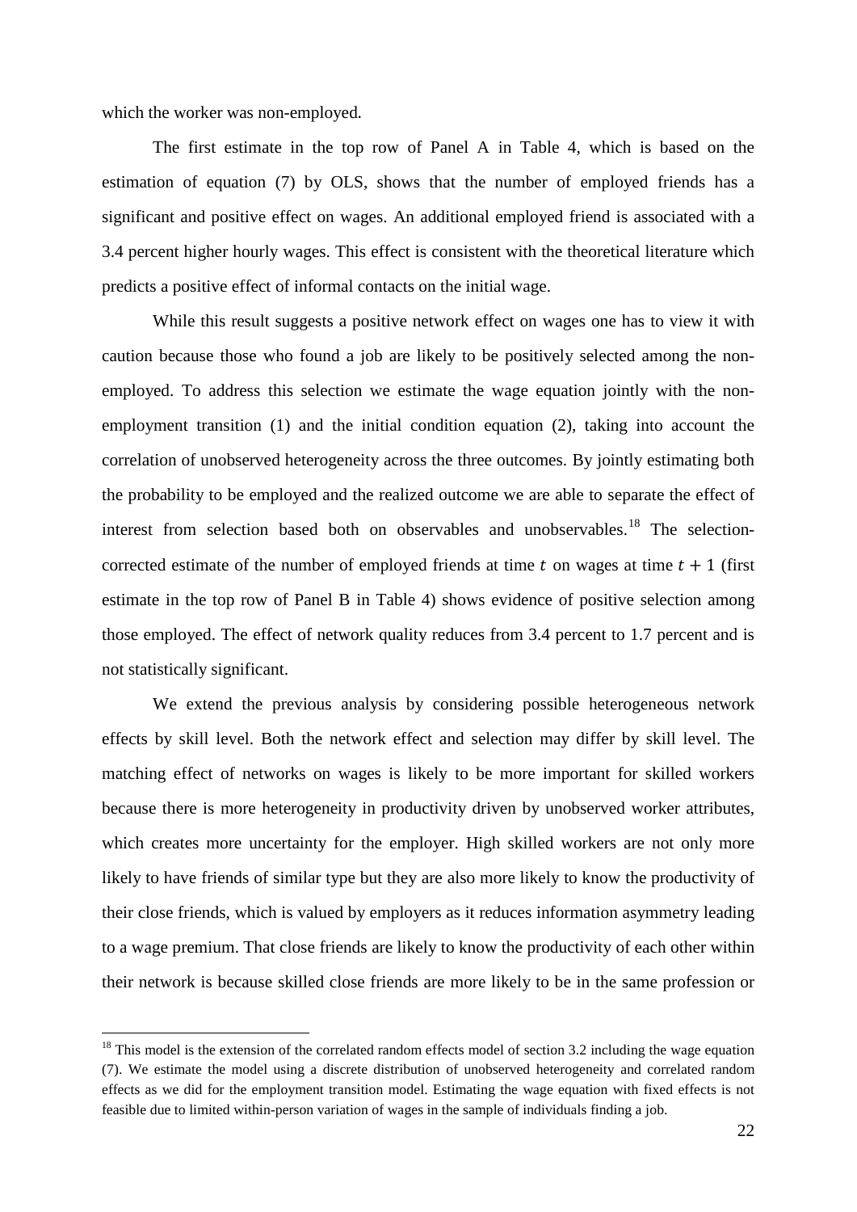which the worker was non-employed.

The first estimate in the top row of Panel A in Table 4, which is based on the estimation of equation (7) by OLS, shows that the number of employed friends has a significant and positive effect on wages. An additional employed friend is associated with a 3.4 percent higher hourly wages. This effect is consistent with the theoretical literature which predicts a positive effect of informal contacts on the initial wage.

While this result suggests a positive network effect on wages one has to view it with caution because those who found a job are likely to be positively selected among the non-employed. To address this selection we estimate the wage equation jointly with the non-employment transition (1) and the initial condition equation (2), taking into account the correlation of unobserved heterogeneity across the three outcomes. By jointly estimating both the probability to be employed and the realized outcome we are able to separate the effect of interest from selection based both on observables and unobservables.[18] The selection-corrected estimate of the number of employed friends at time $t$ on wages at time $t + 1$ (first estimate in the top row of Panel B in Table 4) shows evidence of positive selection among those employed. The effect of network quality reduces from 3.4 percent to 1.7 percent and is not statistically significant.

We extend the previous analysis by considering possible heterogeneous network effects by skill level. Both the network effect and selection may differ by skill level. The matching effect of networks on wages is likely to be more important for skilled workers because there is more heterogeneity in productivity driven by unobserved worker attributes, which creates more uncertainty for the employer. High skilled workers are not only more likely to have friends of similar type but they are also more likely to know the productivity of their close friends, which is valued by employers as it reduces information asymmetry leading to a wage premium. That close friends are likely to know the productivity of each other within their network is because skilled close friends are more likely to be in the same profession or

[18] This model is the extension of the correlated random effects model of section 3.2 including the wage equation (7). We estimate the model using a discrete distribution of unobserved heterogeneity and correlated random effects as we did for the employment transition model. Estimating the wage equation with fixed effects is not feasible due to limited within-person variation of wages in the sample of individuals finding a job.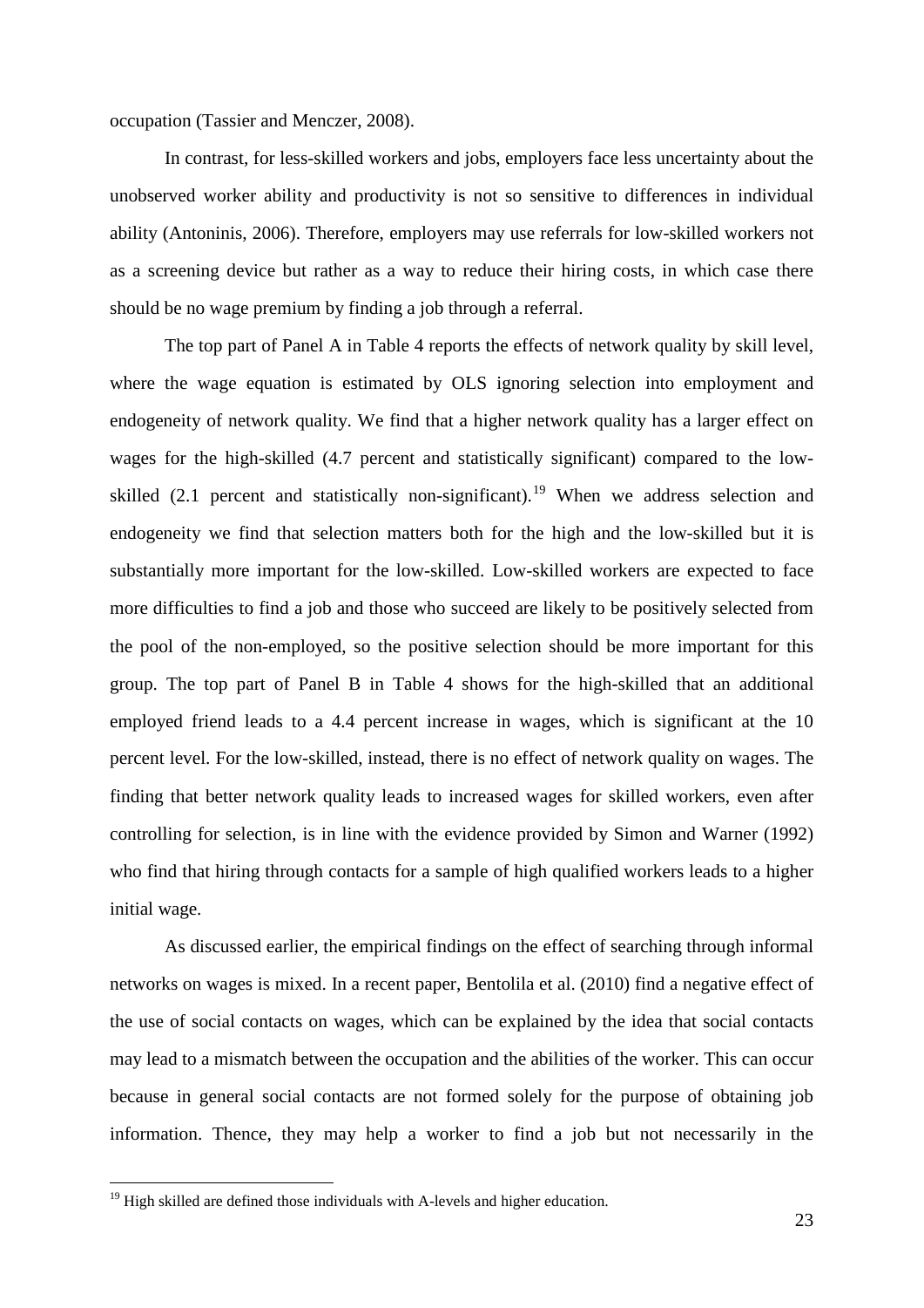occupation (Tassier and Menczer, 2008).

In contrast, for less-skilled workers and jobs, employers face less uncertainty about the unobserved worker ability and productivity is not so sensitive to differences in individual ability (Antoninis, 2006). Therefore, employers may use referrals for low-skilled workers not as a screening device but rather as a way to reduce their hiring costs, in which case there should be no wage premium by finding a job through a referral.

The top part of Panel A in Table 4 reports the effects of network quality by skill level, where the wage equation is estimated by OLS ignoring selection into employment and endogeneity of network quality. We find that a higher network quality has a larger effect on wages for the high-skilled (4.7 percent and statistically significant) compared to the low-skilled (2.1 percent and statistically non-significant).[19] When we address selection and endogeneity we find that selection matters both for the high and the low-skilled but it is substantially more important for the low-skilled. Low-skilled workers are expected to face more difficulties to find a job and those who succeed are likely to be positively selected from the pool of the non-employed, so the positive selection should be more important for this group. The top part of Panel B in Table 4 shows for the high-skilled that an additional employed friend leads to a 4.4 percent increase in wages, which is significant at the 10 percent level. For the low-skilled, instead, there is no effect of network quality on wages. The finding that better network quality leads to increased wages for skilled workers, even after controlling for selection, is in line with the evidence provided by Simon and Warner (1992) who find that hiring through contacts for a sample of high qualified workers leads to a higher initial wage.

As discussed earlier, the empirical findings on the effect of searching through informal networks on wages is mixed. In a recent paper, Bentolila et al. (2010) find a negative effect of the use of social contacts on wages, which can be explained by the idea that social contacts may lead to a mismatch between the occupation and the abilities of the worker. This can occur because in general social contacts are not formed solely for the purpose of obtaining job information. Thence, they may help a worker to find a job but not necessarily in the

[19] High skilled are defined those individuals with A-levels and higher education.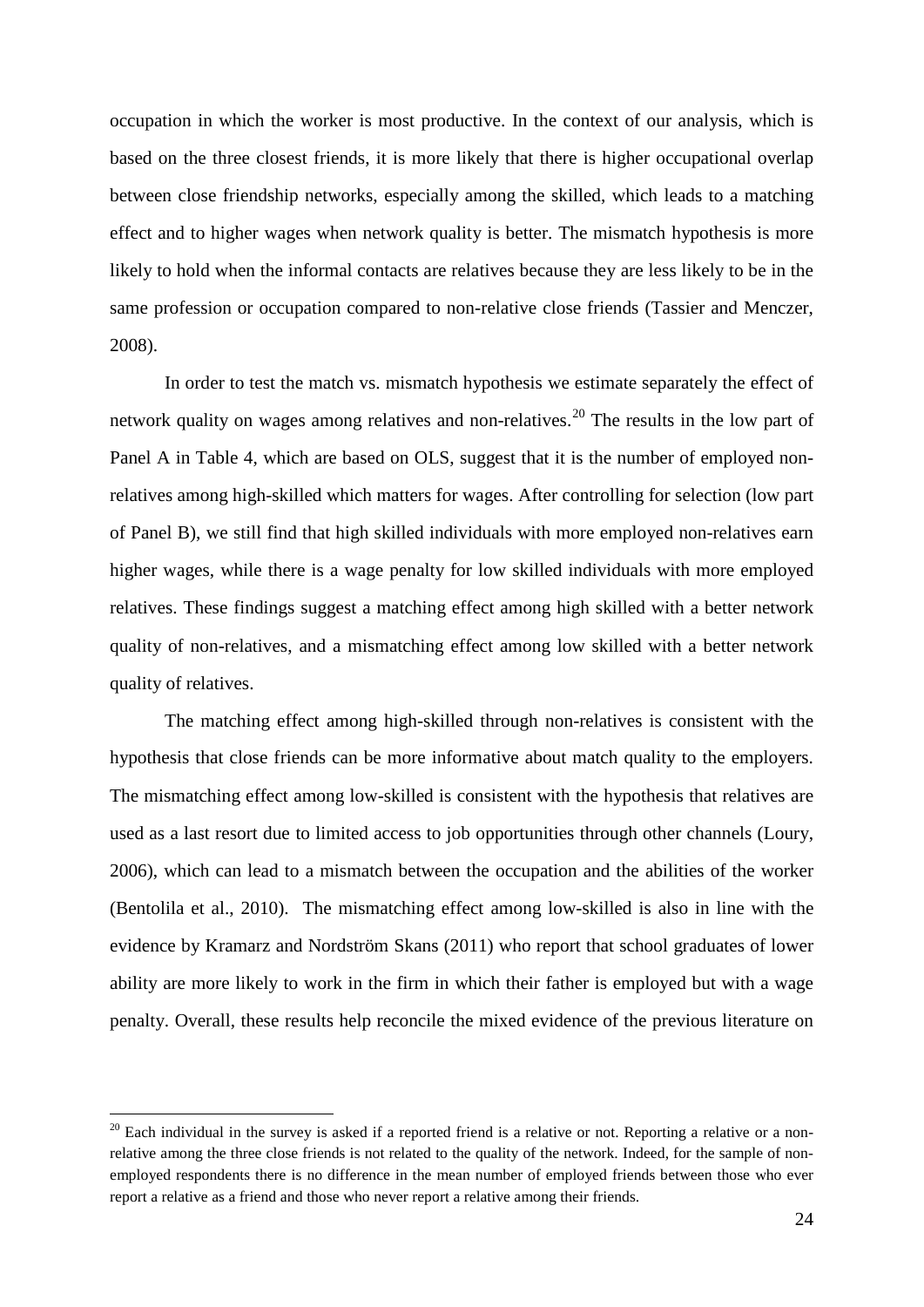occupation in which the worker is most productive. In the context of our analysis, which is based on the three closest friends, it is more likely that there is higher occupational overlap between close friendship networks, especially among the skilled, which leads to a matching effect and to higher wages when network quality is better. The mismatch hypothesis is more likely to hold when the informal contacts are relatives because they are less likely to be in the same profession or occupation compared to non-relative close friends (Tassier and Menczer, 2008).

In order to test the match vs. mismatch hypothesis we estimate separately the effect of network quality on wages among relatives and non-relatives.[20] The results in the low part of Panel A in Table 4, which are based on OLS, suggest that it is the number of employed non-relatives among high-skilled which matters for wages. After controlling for selection (low part of Panel B), we still find that high skilled individuals with more employed non-relatives earn higher wages, while there is a wage penalty for low skilled individuals with more employed relatives. These findings suggest a matching effect among high skilled with a better network quality of non-relatives, and a mismatching effect among low skilled with a better network quality of relatives.

The matching effect among high-skilled through non-relatives is consistent with the hypothesis that close friends can be more informative about match quality to the employers. The mismatching effect among low-skilled is consistent with the hypothesis that relatives are used as a last resort due to limited access to job opportunities through other channels (Loury, 2006), which can lead to a mismatch between the occupation and the abilities of the worker (Bentolila et al., 2010). The mismatching effect among low-skilled is also in line with the evidence by Kramarz and Nordström Skans (2011) who report that school graduates of lower ability are more likely to work in the firm in which their father is employed but with a wage penalty. Overall, these results help reconcile the mixed evidence of the previous literature on

[20] Each individual in the survey is asked if a reported friend is a relative or not. Reporting a relative or a non-relative among the three close friends is not related to the quality of the network. Indeed, for the sample of non-employed respondents there is no difference in the mean number of employed friends between those who ever report a relative as a friend and those who never report a relative among their friends.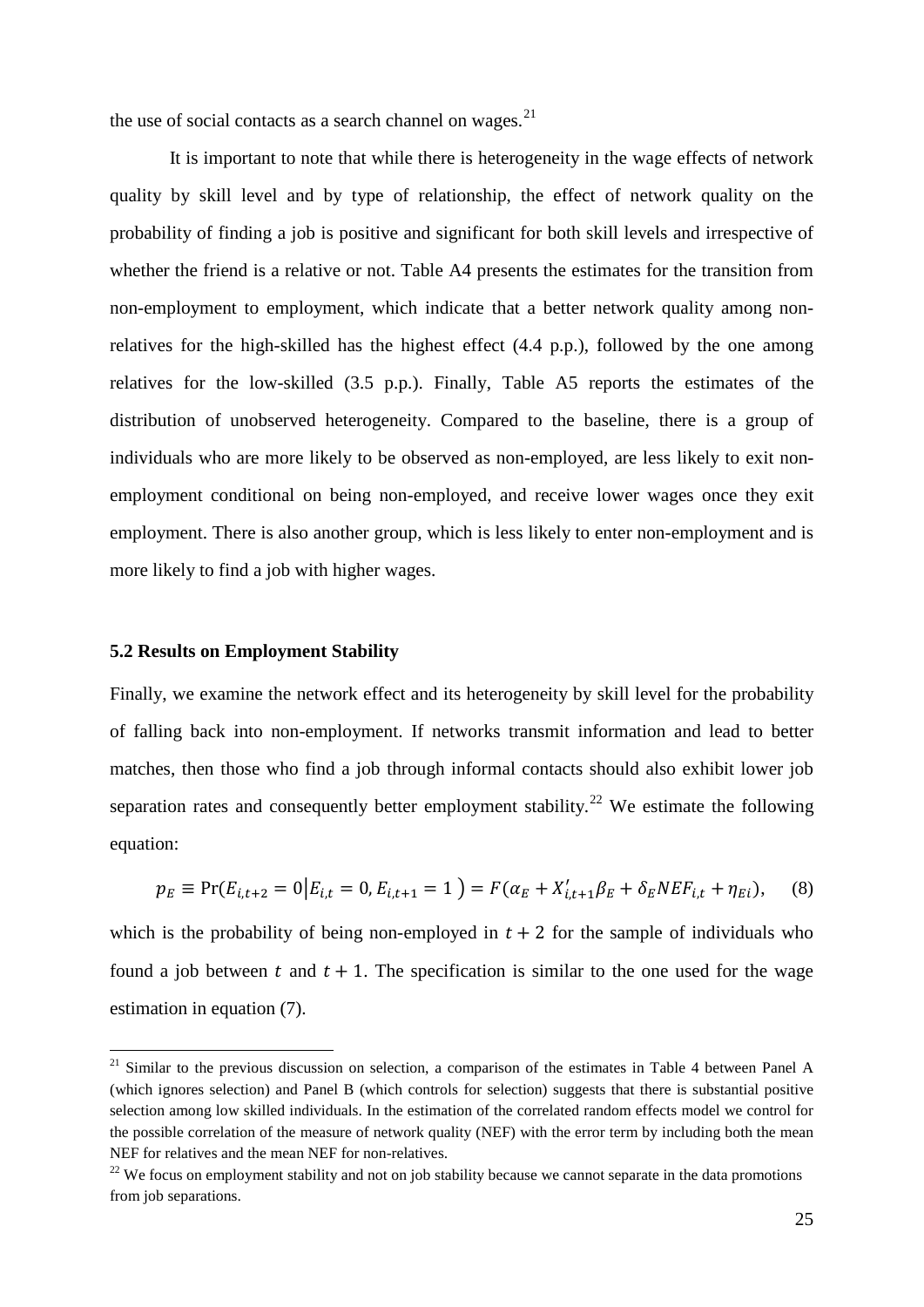the use of social contacts as a search channel on wages.[21]

It is important to note that while there is heterogeneity in the wage effects of network quality by skill level and by type of relationship, the effect of network quality on the probability of finding a job is positive and significant for both skill levels and irrespective of whether the friend is a relative or not. Table A4 presents the estimates for the transition from non-employment to employment, which indicate that a better network quality among non-relatives for the high-skilled has the highest effect (4.4 p.p.), followed by the one among relatives for the low-skilled (3.5 p.p.). Finally, Table A5 reports the estimates of the distribution of unobserved heterogeneity. Compared to the baseline, there is a group of individuals who are more likely to be observed as non-employed, are less likely to exit non-employment conditional on being non-employed, and receive lower wages once they exit employment. There is also another group, which is less likely to enter non-employment and is more likely to find a job with higher wages.

### 5.2 Results on Employment Stability

Finally, we examine the network effect and its heterogeneity by skill level for the probability of falling back into non-employment. If networks transmit information and lead to better matches, then those who find a job through informal contacts should also exhibit lower job separation rates and consequently better employment stability.[22] We estimate the following equation:

$$p_E \equiv \Pr(E_{i,t+2} = 0 | E_{i,t} = 0, E_{i,t+1} = 1) = F(\alpha_E + X'_{i,t+1}\beta_E + \delta_E NEF_{i,t} + \eta_{Ei}), \quad (8)$$

which is the probability of being non-employed in $t + 2$ for the sample of individuals who found a job between $t$ and $t + 1$. The specification is similar to the one used for the wage estimation in equation (7).

---

[21] Similar to the previous discussion on selection, a comparison of the estimates in Table 4 between Panel A (which ignores selection) and Panel B (which controls for selection) suggests that there is substantial positive selection among low skilled individuals. In the estimation of the correlated random effects model we control for the possible correlation of the measure of network quality (NEF) with the error term by including both the mean NEF for relatives and the mean NEF for non-relatives.

[22] We focus on employment stability and not on job stability because we cannot separate in the data promotions from job separations.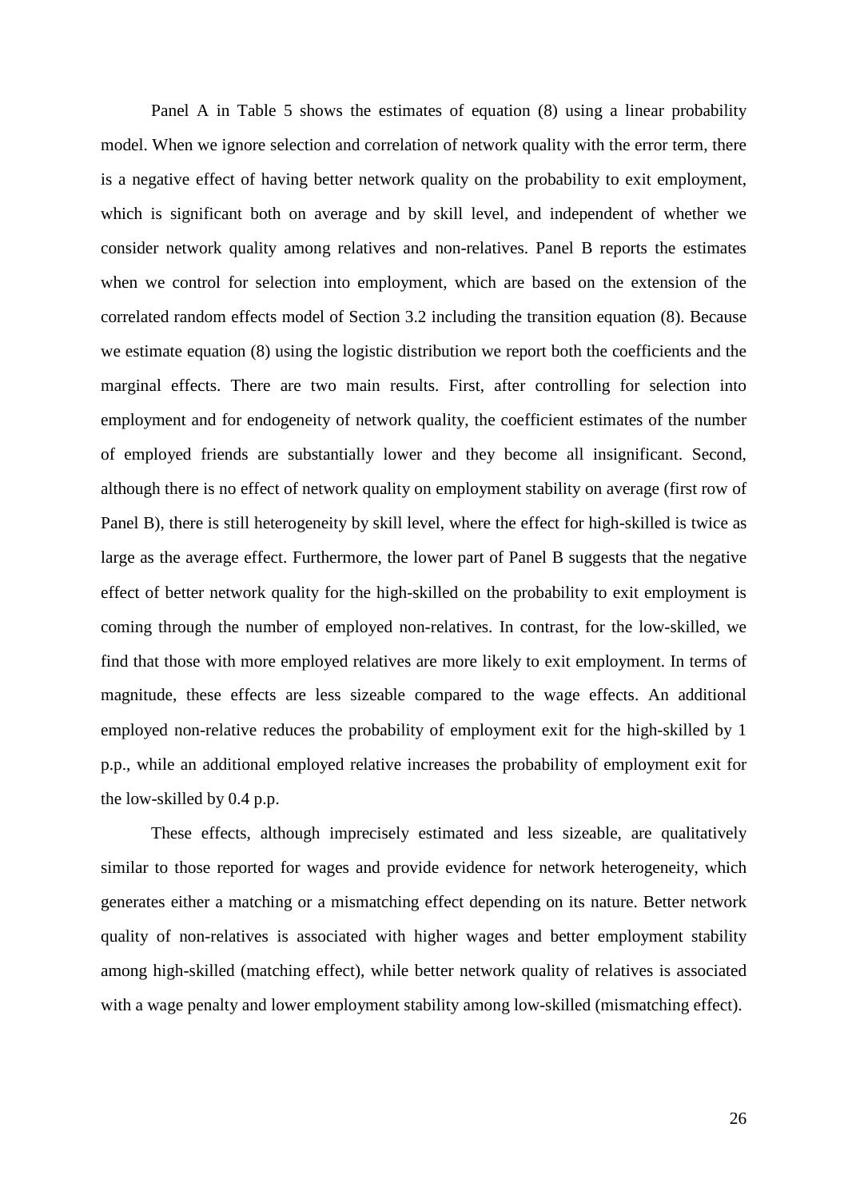Panel A in Table 5 shows the estimates of equation (8) using a linear probability model. When we ignore selection and correlation of network quality with the error term, there is a negative effect of having better network quality on the probability to exit employment, which is significant both on average and by skill level, and independent of whether we consider network quality among relatives and non-relatives. Panel B reports the estimates when we control for selection into employment, which are based on the extension of the correlated random effects model of Section 3.2 including the transition equation (8). Because we estimate equation (8) using the logistic distribution we report both the coefficients and the marginal effects. There are two main results. First, after controlling for selection into employment and for endogeneity of network quality, the coefficient estimates of the number of employed friends are substantially lower and they become all insignificant. Second, although there is no effect of network quality on employment stability on average (first row of Panel B), there is still heterogeneity by skill level, where the effect for high-skilled is twice as large as the average effect. Furthermore, the lower part of Panel B suggests that the negative effect of better network quality for the high-skilled on the probability to exit employment is coming through the number of employed non-relatives. In contrast, for the low-skilled, we find that those with more employed relatives are more likely to exit employment. In terms of magnitude, these effects are less sizeable compared to the wage effects. An additional employed non-relative reduces the probability of employment exit for the high-skilled by 1 p.p., while an additional employed relative increases the probability of employment exit for the low-skilled by 0.4 p.p.

These effects, although imprecisely estimated and less sizeable, are qualitatively similar to those reported for wages and provide evidence for network heterogeneity, which generates either a matching or a mismatching effect depending on its nature. Better network quality of non-relatives is associated with higher wages and better employment stability among high-skilled (matching effect), while better network quality of relatives is associated with a wage penalty and lower employment stability among low-skilled (mismatching effect).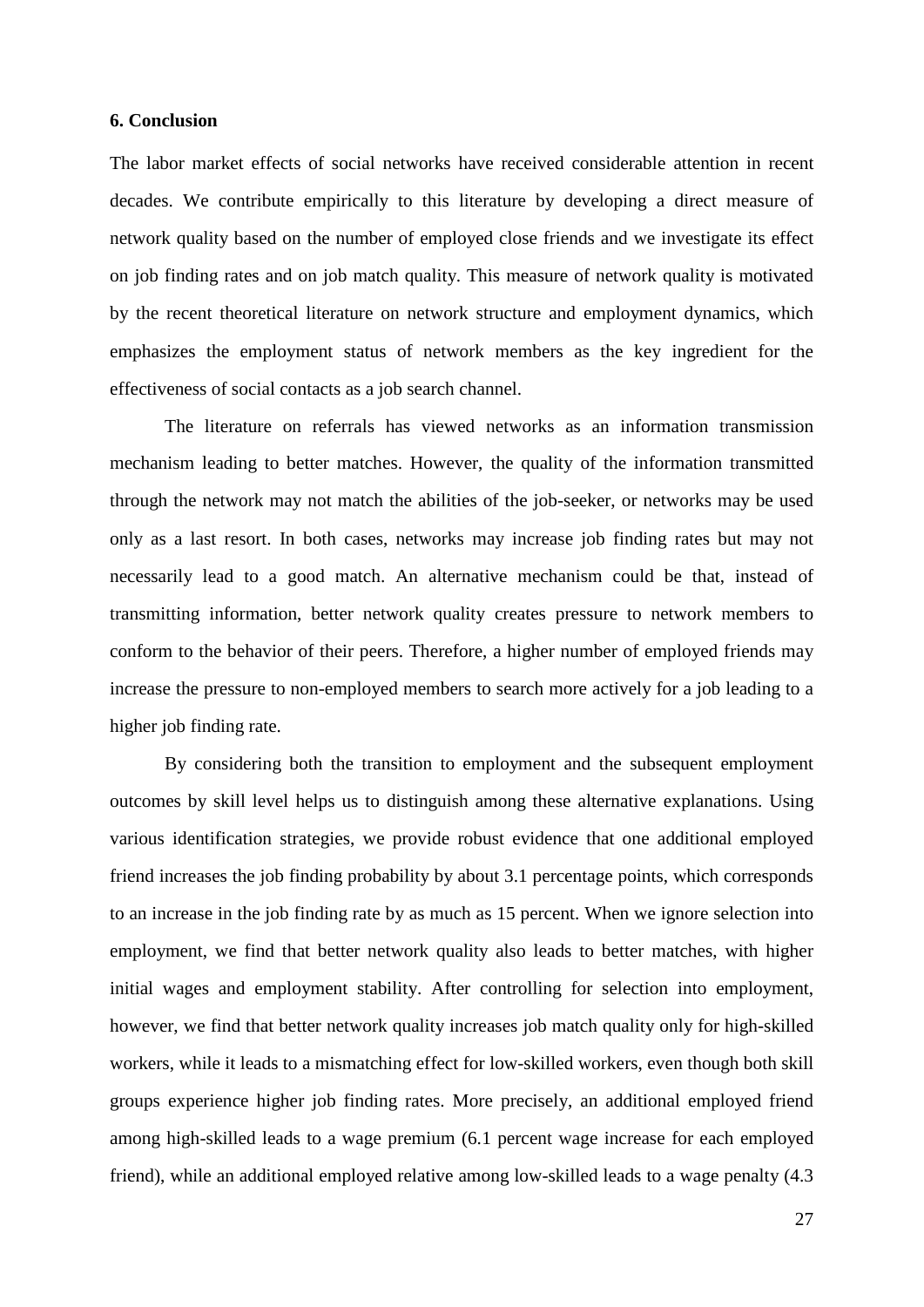## 6. Conclusion

The labor market effects of social networks have received considerable attention in recent decades. We contribute empirically to this literature by developing a direct measure of network quality based on the number of employed close friends and we investigate its effect on job finding rates and on job match quality. This measure of network quality is motivated by the recent theoretical literature on network structure and employment dynamics, which emphasizes the employment status of network members as the key ingredient for the effectiveness of social contacts as a job search channel.

The literature on referrals has viewed networks as an information transmission mechanism leading to better matches. However, the quality of the information transmitted through the network may not match the abilities of the job-seeker, or networks may be used only as a last resort. In both cases, networks may increase job finding rates but may not necessarily lead to a good match. An alternative mechanism could be that, instead of transmitting information, better network quality creates pressure to network members to conform to the behavior of their peers. Therefore, a higher number of employed friends may increase the pressure to non-employed members to search more actively for a job leading to a higher job finding rate.

By considering both the transition to employment and the subsequent employment outcomes by skill level helps us to distinguish among these alternative explanations. Using various identification strategies, we provide robust evidence that one additional employed friend increases the job finding probability by about 3.1 percentage points, which corresponds to an increase in the job finding rate by as much as 15 percent. When we ignore selection into employment, we find that better network quality also leads to better matches, with higher initial wages and employment stability. After controlling for selection into employment, however, we find that better network quality increases job match quality only for high-skilled workers, while it leads to a mismatching effect for low-skilled workers, even though both skill groups experience higher job finding rates. More precisely, an additional employed friend among high-skilled leads to a wage premium (6.1 percent wage increase for each employed friend), while an additional employed relative among low-skilled leads to a wage penalty (4.3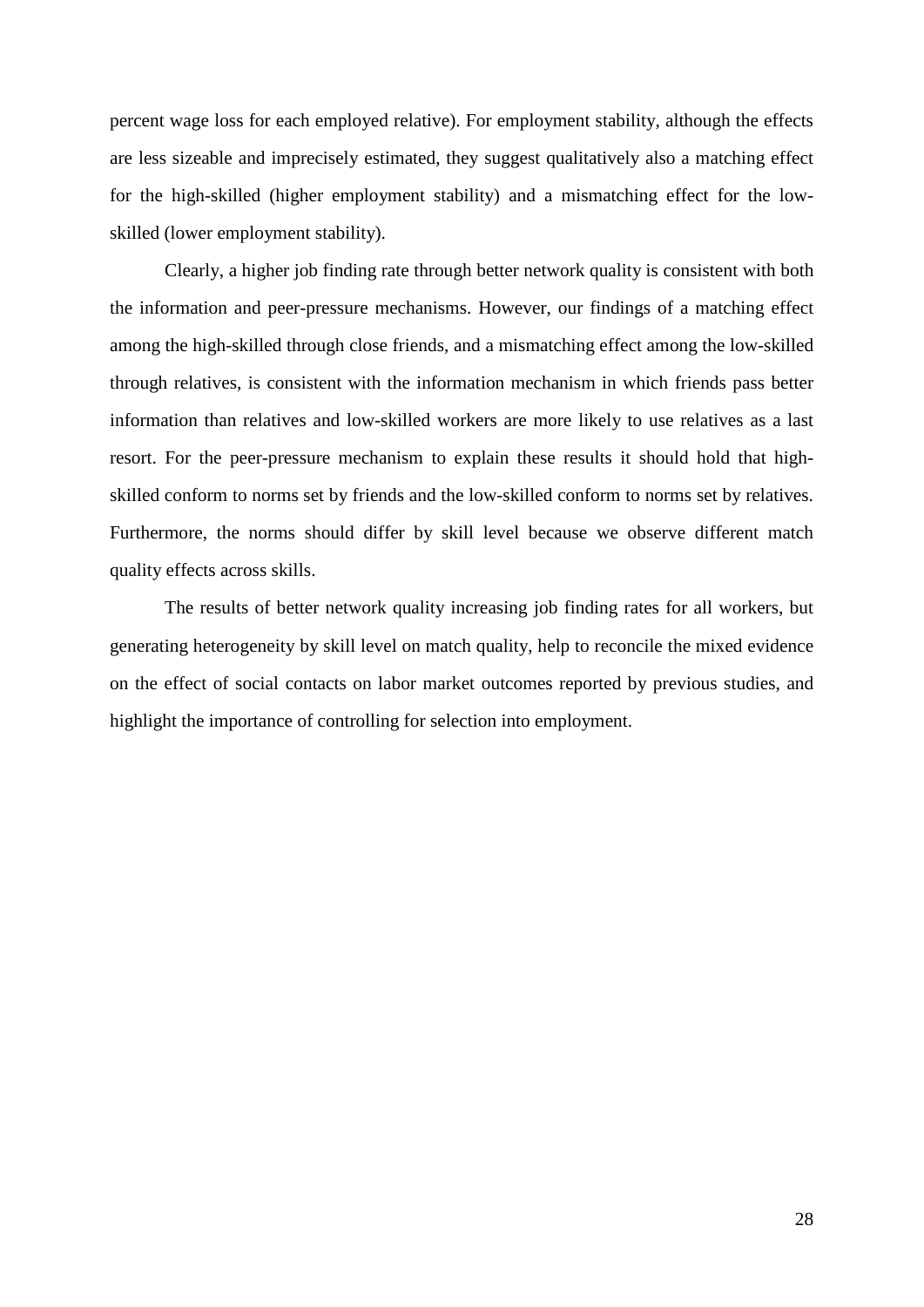percent wage loss for each employed relative). For employment stability, although the effects are less sizeable and imprecisely estimated, they suggest qualitatively also a matching effect for the high-skilled (higher employment stability) and a mismatching effect for the low-skilled (lower employment stability).

Clearly, a higher job finding rate through better network quality is consistent with both the information and peer-pressure mechanisms. However, our findings of a matching effect among the high-skilled through close friends, and a mismatching effect among the low-skilled through relatives, is consistent with the information mechanism in which friends pass better information than relatives and low-skilled workers are more likely to use relatives as a last resort. For the peer-pressure mechanism to explain these results it should hold that high-skilled conform to norms set by friends and the low-skilled conform to norms set by relatives. Furthermore, the norms should differ by skill level because we observe different match quality effects across skills.

The results of better network quality increasing job finding rates for all workers, but generating heterogeneity by skill level on match quality, help to reconcile the mixed evidence on the effect of social contacts on labor market outcomes reported by previous studies, and highlight the importance of controlling for selection into employment.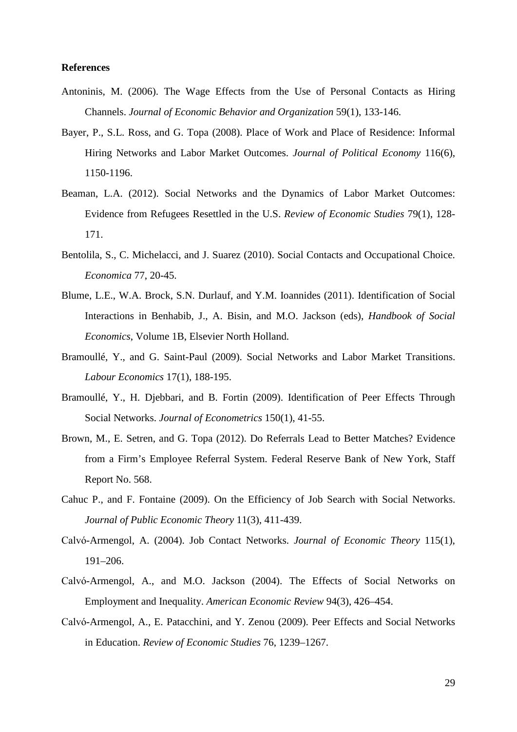**References**

Antoninis, M. (2006). The Wage Effects from the Use of Personal Contacts as Hiring Channels. *Journal of Economic Behavior and Organization* 59(1), 133-146.

Bayer, P., S.L. Ross, and G. Topa (2008). Place of Work and Place of Residence: Informal Hiring Networks and Labor Market Outcomes. *Journal of Political Economy* 116(6), 1150-1196.

Beaman, L.A. (2012). Social Networks and the Dynamics of Labor Market Outcomes: Evidence from Refugees Resettled in the U.S. *Review of Economic Studies* 79(1), 128-171.

Bentolila, S., C. Michelacci, and J. Suarez (2010). Social Contacts and Occupational Choice. *Economica* 77, 20-45.

Blume, L.E., W.A. Brock, S.N. Durlauf, and Y.M. Ioannides (2011). Identification of Social Interactions in Benhabib, J., A. Bisin, and M.O. Jackson (eds), *Handbook of Social Economics*, Volume 1B, Elsevier North Holland.

Bramoullé, Y., and G. Saint-Paul (2009). Social Networks and Labor Market Transitions. *Labour Economics* 17(1), 188-195.

Bramoullé, Y., H. Djebbari, and B. Fortin (2009). Identification of Peer Effects Through Social Networks. *Journal of Econometrics* 150(1), 41-55.

Brown, M., E. Setren, and G. Topa (2012). Do Referrals Lead to Better Matches? Evidence from a Firm's Employee Referral System. Federal Reserve Bank of New York, Staff Report No. 568.

Cahuc P., and F. Fontaine (2009). On the Efficiency of Job Search with Social Networks. *Journal of Public Economic Theory* 11(3), 411-439.

Calvó-Armengol, A. (2004). Job Contact Networks. *Journal of Economic Theory* 115(1), 191–206.

Calvó-Armengol, A., and M.O. Jackson (2004). The Effects of Social Networks on Employment and Inequality. *American Economic Review* 94(3), 426–454.

Calvó-Armengol, A., E. Patacchini, and Y. Zenou (2009). Peer Effects and Social Networks in Education. *Review of Economic Studies* 76, 1239–1267.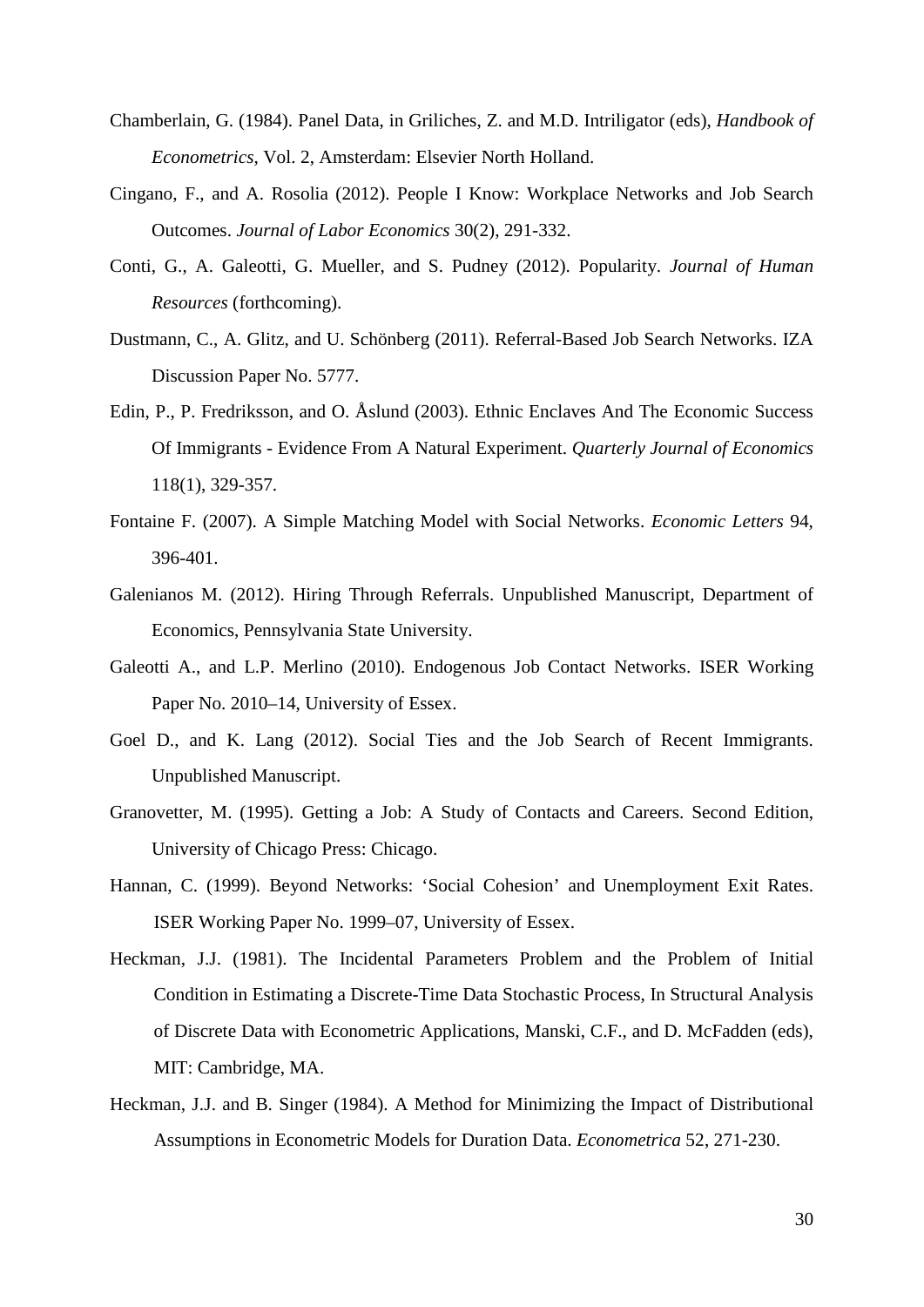Chamberlain, G. (1984). Panel Data, in Griliches, Z. and M.D. Intriligator (eds), *Handbook of Econometrics*, Vol. 2, Amsterdam: Elsevier North Holland.

Cingano, F., and A. Rosolia (2012). People I Know: Workplace Networks and Job Search Outcomes. *Journal of Labor Economics* 30(2), 291-332.

Conti, G., A. Galeotti, G. Mueller, and S. Pudney (2012). Popularity. *Journal of Human Resources* (forthcoming).

Dustmann, C., A. Glitz, and U. Schönberg (2011). Referral-Based Job Search Networks. IZA Discussion Paper No. 5777.

Edin, P., P. Fredriksson, and O. Åslund (2003). Ethnic Enclaves And The Economic Success Of Immigrants - Evidence From A Natural Experiment. *Quarterly Journal of Economics* 118(1), 329-357.

Fontaine F. (2007). A Simple Matching Model with Social Networks. *Economic Letters* 94, 396-401.

Galenianos M. (2012). Hiring Through Referrals. Unpublished Manuscript, Department of Economics, Pennsylvania State University.

Galeotti A., and L.P. Merlino (2010). Endogenous Job Contact Networks. ISER Working Paper No. 2010–14, University of Essex.

Goel D., and K. Lang (2012). Social Ties and the Job Search of Recent Immigrants. Unpublished Manuscript.

Granovetter, M. (1995). Getting a Job: A Study of Contacts and Careers. Second Edition, University of Chicago Press: Chicago.

Hannan, C. (1999). Beyond Networks: 'Social Cohesion' and Unemployment Exit Rates. ISER Working Paper No. 1999–07, University of Essex.

Heckman, J.J. (1981). The Incidental Parameters Problem and the Problem of Initial Condition in Estimating a Discrete-Time Data Stochastic Process, In Structural Analysis of Discrete Data with Econometric Applications, Manski, C.F., and D. McFadden (eds), MIT: Cambridge, MA.

Heckman, J.J. and B. Singer (1984). A Method for Minimizing the Impact of Distributional Assumptions in Econometric Models for Duration Data. *Econometrica* 52, 271-230.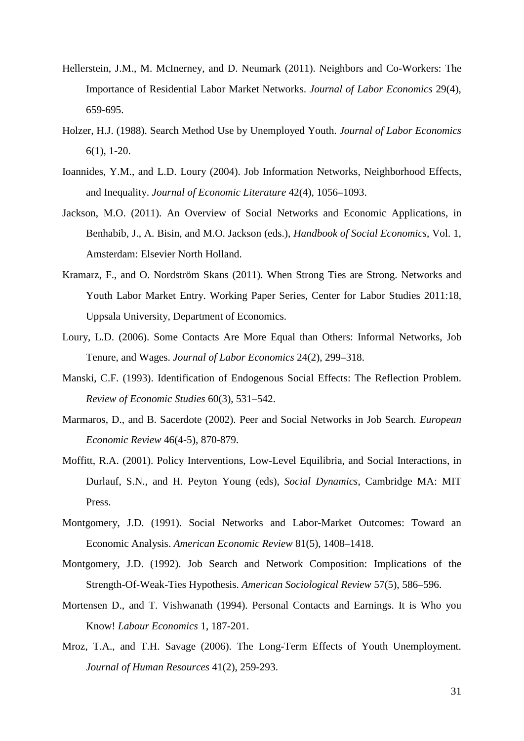Hellerstein, J.M., M. McInerney, and D. Neumark (2011). Neighbors and Co-Workers: The Importance of Residential Labor Market Networks. *Journal of Labor Economics* 29(4), 659-695.

Holzer, H.J. (1988). Search Method Use by Unemployed Youth. *Journal of Labor Economics* 6(1), 1-20.

Ioannides, Y.M., and L.D. Loury (2004). Job Information Networks, Neighborhood Effects, and Inequality. *Journal of Economic Literature* 42(4), 1056–1093.

Jackson, M.O. (2011). An Overview of Social Networks and Economic Applications, in Benhabib, J., A. Bisin, and M.O. Jackson (eds.), *Handbook of Social Economics*, Vol. 1, Amsterdam: Elsevier North Holland.

Kramarz, F., and O. Nordström Skans (2011). When Strong Ties are Strong. Networks and Youth Labor Market Entry. Working Paper Series, Center for Labor Studies 2011:18, Uppsala University, Department of Economics.

Loury, L.D. (2006). Some Contacts Are More Equal than Others: Informal Networks, Job Tenure, and Wages. *Journal of Labor Economics* 24(2), 299–318.

Manski, C.F. (1993). Identification of Endogenous Social Effects: The Reflection Problem. *Review of Economic Studies* 60(3), 531–542.

Marmaros, D., and B. Sacerdote (2002). Peer and Social Networks in Job Search. *European Economic Review* 46(4-5), 870-879.

Moffitt, R.A. (2001). Policy Interventions, Low-Level Equilibria, and Social Interactions, in Durlauf, S.N., and H. Peyton Young (eds), *Social Dynamics*, Cambridge MA: MIT Press.

Montgomery, J.D. (1991). Social Networks and Labor-Market Outcomes: Toward an Economic Analysis. *American Economic Review* 81(5), 1408–1418.

Montgomery, J.D. (1992). Job Search and Network Composition: Implications of the Strength-Of-Weak-Ties Hypothesis. *American Sociological Review* 57(5), 586–596.

Mortensen D., and T. Vishwanath (1994). Personal Contacts and Earnings. It is Who you Know! *Labour Economics* 1, 187-201.

Mroz, T.A., and T.H. Savage (2006). The Long-Term Effects of Youth Unemployment. *Journal of Human Resources* 41(2), 259-293.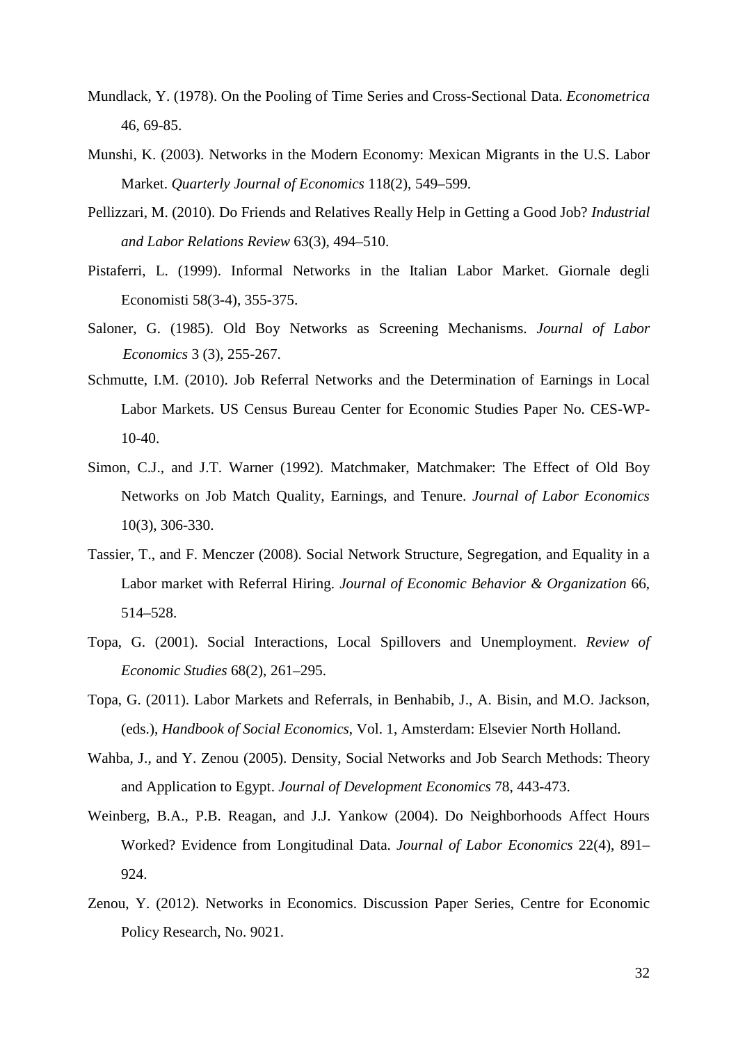Mundlack, Y. (1978). On the Pooling of Time Series and Cross-Sectional Data. *Econometrica* 46, 69-85.

Munshi, K. (2003). Networks in the Modern Economy: Mexican Migrants in the U.S. Labor Market. *Quarterly Journal of Economics* 118(2), 549–599.

Pellizzari, M. (2010). Do Friends and Relatives Really Help in Getting a Good Job? *Industrial and Labor Relations Review* 63(3), 494–510.

Pistaferri, L. (1999). Informal Networks in the Italian Labor Market. Giornale degli Economisti 58(3-4), 355-375.

Saloner, G. (1985). Old Boy Networks as Screening Mechanisms. *Journal of Labor Economics* 3 (3), 255-267.

Schmutte, I.M. (2010). Job Referral Networks and the Determination of Earnings in Local Labor Markets. US Census Bureau Center for Economic Studies Paper No. CES-WP-10-40.

Simon, C.J., and J.T. Warner (1992). Matchmaker, Matchmaker: The Effect of Old Boy Networks on Job Match Quality, Earnings, and Tenure. *Journal of Labor Economics* 10(3), 306-330.

Tassier, T., and F. Menczer (2008). Social Network Structure, Segregation, and Equality in a Labor market with Referral Hiring. *Journal of Economic Behavior & Organization* 66, 514–528.

Topa, G. (2001). Social Interactions, Local Spillovers and Unemployment. *Review of Economic Studies* 68(2), 261–295.

Topa, G. (2011). Labor Markets and Referrals, in Benhabib, J., A. Bisin, and M.O. Jackson, (eds.), *Handbook of Social Economics*, Vol. 1, Amsterdam: Elsevier North Holland.

Wahba, J., and Y. Zenou (2005). Density, Social Networks and Job Search Methods: Theory and Application to Egypt. *Journal of Development Economics* 78, 443-473.

Weinberg, B.A., P.B. Reagan, and J.J. Yankow (2004). Do Neighborhoods Affect Hours Worked? Evidence from Longitudinal Data. *Journal of Labor Economics* 22(4), 891–924.

Zenou, Y. (2012). Networks in Economics. Discussion Paper Series, Centre for Economic Policy Research, No. 9021.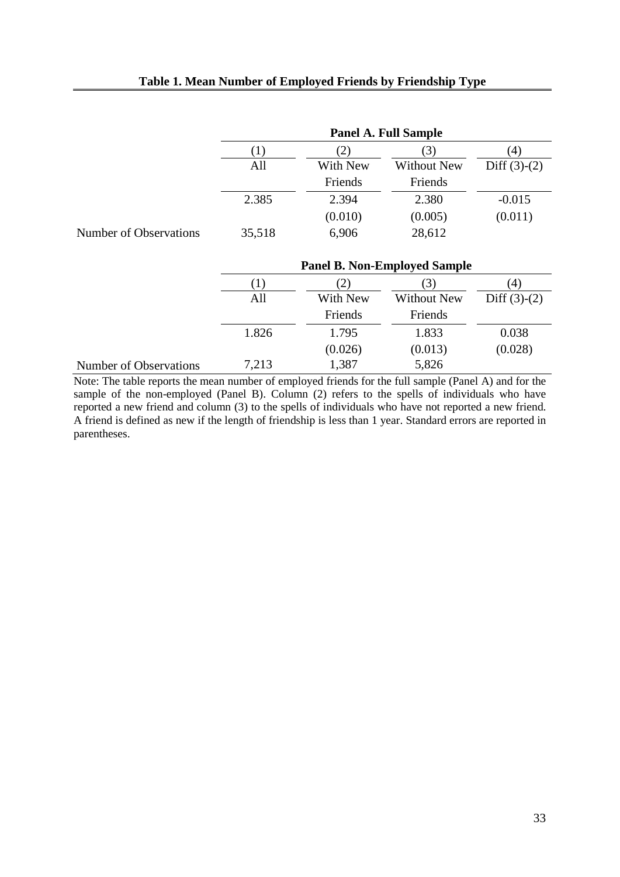**Table 1. Mean Number of Employed Friends by Friendship Type**

| | Panel A. Full Sample | | | |
|---|---|---|---|---|
| | (1) | (2) | (3) | (4) |
| | All | With New Friends | Without New Friends | Diff (3)-(2) |
| | 2.385 | 2.394 | 2.380 | -0.015 |
| | | (0.010) | (0.005) | (0.011) |
| Number of Observations | 35,518 | 6,906 | 28,612 | |

| | Panel B. Non-Employed Sample | | | |
|---|---|---|---|---|
| | (1) | (2) | (3) | (4) |
| | All | With New Friends | Without New Friends | Diff (3)-(2) |
| | 1.826 | 1.795 | 1.833 | 0.038 |
| | | (0.026) | (0.013) | (0.028) |
| Number of Observations | 7,213 | 1,387 | 5,826 | |

Note: The table reports the mean number of employed friends for the full sample (Panel A) and for the sample of the non-employed (Panel B). Column (2) refers to the spells of individuals who have reported a new friend and column (3) to the spells of individuals who have not reported a new friend. A friend is defined as new if the length of friendship is less than 1 year. Standard errors are reported in parentheses.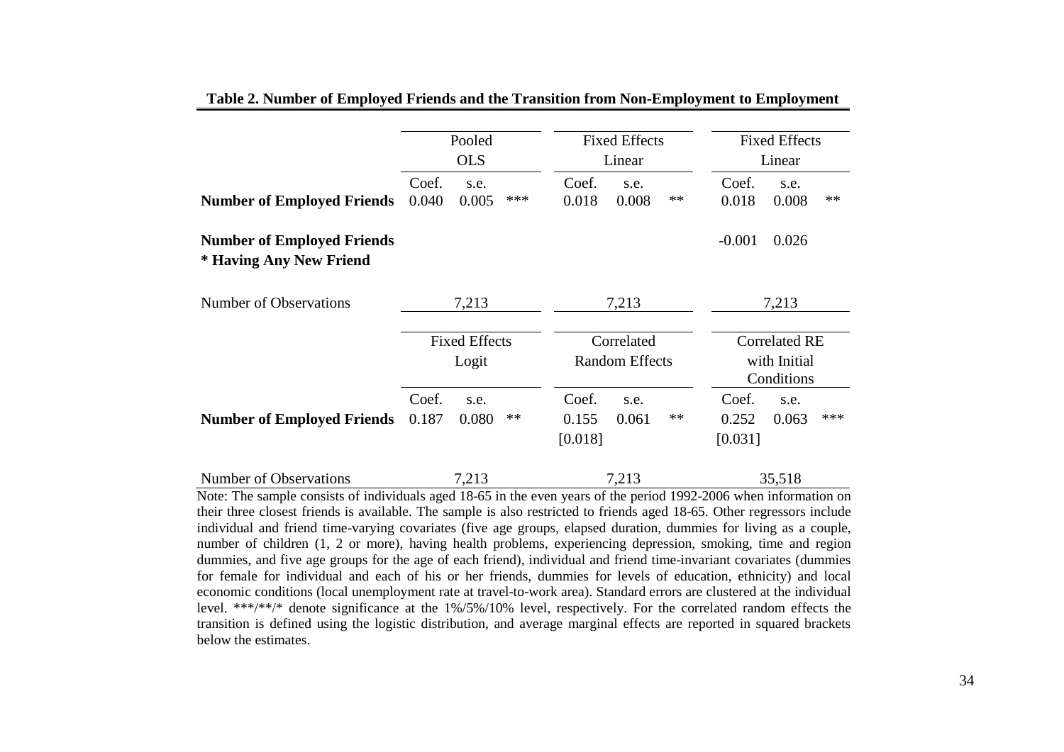**Table 2. Number of Employed Friends and the Transition from Non-Employment to Employment**

| | Pooled OLS | | | Fixed Effects Linear | | | Fixed Effects Linear | | |
|---|---|---|---|---|---|---|---|---|---|
| | Coef. | s.e. | | Coef. | s.e. | | Coef. | s.e. | |
| **Number of Employed Friends** | 0.040 | 0.005 | *** | 0.018 | 0.008 | ** | 0.018 | 0.008 | ** |
| **Number of Employed Friends * Having Any New Friend** | | | | | | | -0.001 | 0.026 | |
| Number of Observations | 7,213 | | | 7,213 | | | 7,213 | | |

| | Fixed Effects Logit | | | Correlated Random Effects | | | Correlated RE with Initial Conditions | | |
|---|---|---|---|---|---|---|---|---|---|
| | Coef. | s.e. | | Coef. | s.e. | | Coef. | s.e. | |
| **Number of Employed Friends** | 0.187 | 0.080 | ** | 0.155 | 0.061 | ** | 0.252 | 0.063 | *** |
| | | | | [0.018] | | | [0.031] | | |
| Number of Observations | 7,213 | | | 7,213 | | | 35,518 | | |

Note: The sample consists of individuals aged 18-65 in the even years of the period 1992-2006 when information on their three closest friends is available. The sample is also restricted to friends aged 18-65. Other regressors include individual and friend time-varying covariates (five age groups, elapsed duration, dummies for living as a couple, number of children (1, 2 or more), having health problems, experiencing depression, smoking, time and region dummies, and five age groups for the age of each friend), individual and friend time-invariant covariates (dummies for female for individual and each of his or her friends, dummies for levels of education, ethnicity) and local economic conditions (local unemployment rate at travel-to-work area). Standard errors are clustered at the individual level. ***/**/* denote significance at the 1%/5%/10% level, respectively. For the correlated random effects the transition is defined using the logistic distribution, and average marginal effects are reported in squared brackets below the estimates.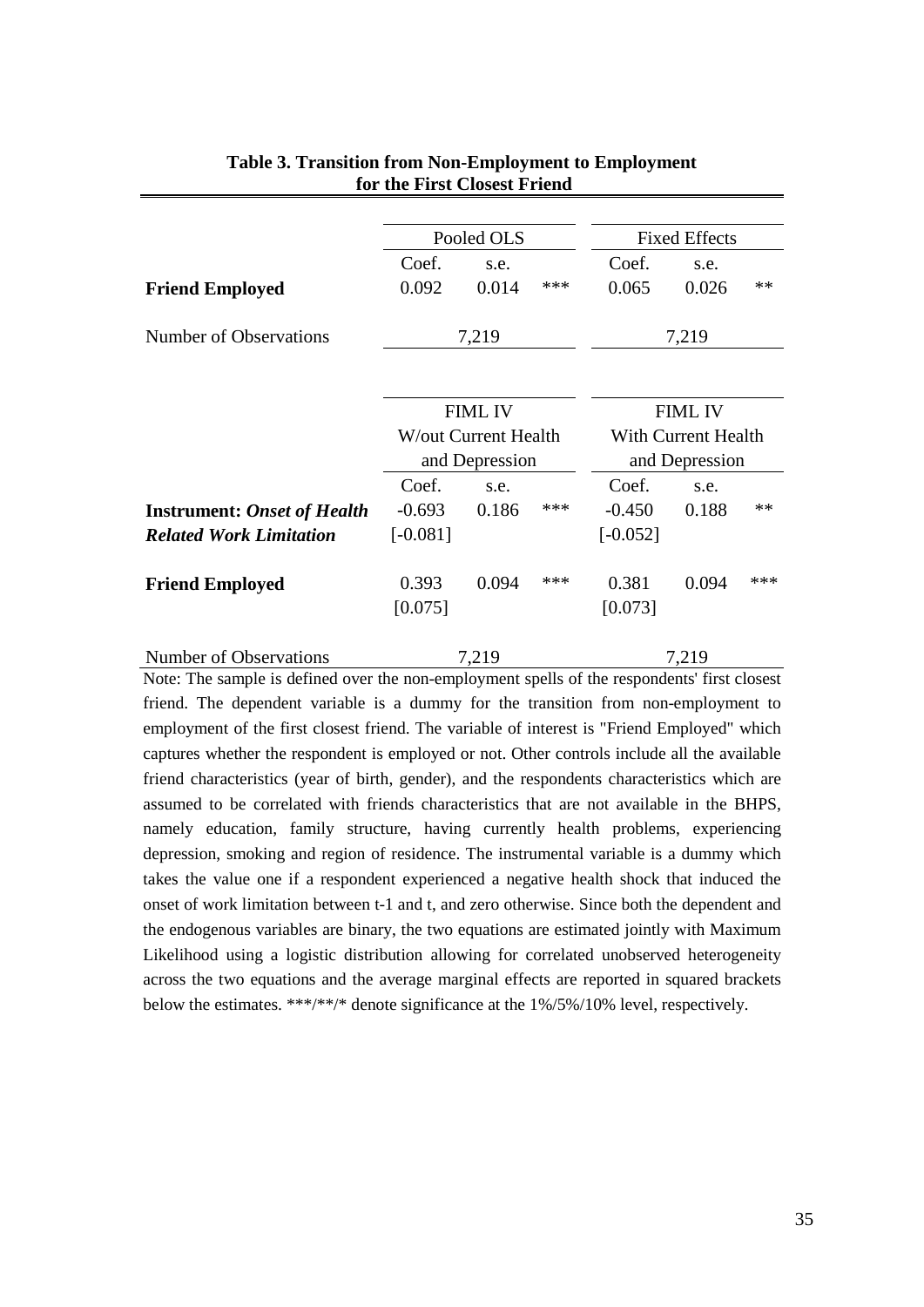**Table 3. Transition from Non-Employment to Employment for the First Closest Friend**

| | Pooled OLS | | | Fixed Effects | | |
|---|---|---|---|---|---|---|
| | Coef. | s.e. | | Coef. | s.e. | |
| **Friend Employed** | 0.092 | 0.014 | *** | 0.065 | 0.026 | ** |
| Number of Observations | 7,219 | | | 7,219 | | |

| | FIML IV W/out Current Health and Depression | | | FIML IV With Current Health and Depression | | |
|---|---|---|---|---|---|---|
| | Coef. | s.e. | | Coef. | s.e. | |
| **Instrument: *Onset of Health Related Work Limitation*** | -0.693 [-0.081] | 0.186 | *** | -0.450 [-0.052] | 0.188 | ** |
| **Friend Employed** | 0.393 [0.075] | 0.094 | *** | 0.381 [0.073] | 0.094 | *** |
| Number of Observations | 7,219 | | | 7,219 | | |

Note: The sample is defined over the non-employment spells of the respondents' first closest friend. The dependent variable is a dummy for the transition from non-employment to employment of the first closest friend. The variable of interest is "Friend Employed" which captures whether the respondent is employed or not. Other controls include all the available friend characteristics (year of birth, gender), and the respondents characteristics which are assumed to be correlated with friends characteristics that are not available in the BHPS, namely education, family structure, having currently health problems, experiencing depression, smoking and region of residence. The instrumental variable is a dummy which takes the value one if a respondent experienced a negative health shock that induced the onset of work limitation between t-1 and t, and zero otherwise. Since both the dependent and the endogenous variables are binary, the two equations are estimated jointly with Maximum Likelihood using a logistic distribution allowing for correlated unobserved heterogeneity across the two equations and the average marginal effects are reported in squared brackets below the estimates. ***/**/* denote significance at the 1%/5%/10% level, respectively.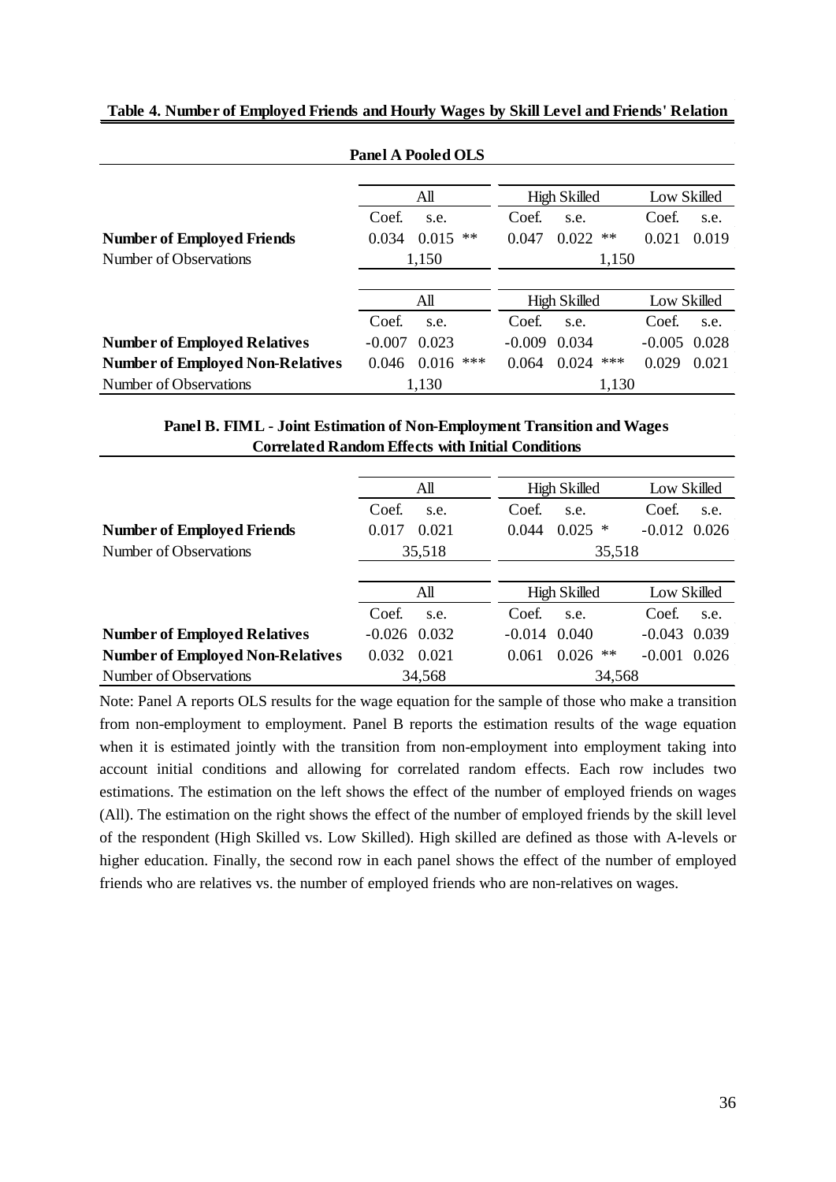**Table 4. Number of Employed Friends and Hourly Wages by Skill Level and Friends' Relation**

**Panel A Pooled OLS**

| | All | | | High Skilled | | | Low Skilled | |
|---|---|---|---|---|---|---|---|---|
| | Coef. | s.e. | | Coef. | s.e. | | Coef. | s.e. |
| **Number of Employed Friends** | 0.034 | 0.015 | ** | 0.047 | 0.022 | ** | 0.021 | 0.019 |
| Number of Observations | 1,150 | | | 1,150 | | | | |

| | All | | | High Skilled | | | Low Skilled | |
|---|---|---|---|---|---|---|---|---|
| | Coef. | s.e. | | Coef. | s.e. | | Coef. | s.e. |
| **Number of Employed Relatives** | -0.007 | 0.023 | | -0.009 | 0.034 | | -0.005 | 0.028 |
| **Number of Employed Non-Relatives** | 0.046 | 0.016 | *** | 0.064 | 0.024 | *** | 0.029 | 0.021 |
| Number of Observations | 1,130 | | | 1,130 | | | | |

**Panel B. FIML - Joint Estimation of Non-Employment Transition and Wages Correlated Random Effects with Initial Conditions**

| | All | | | High Skilled | | | Low Skilled | |
|---|---|---|---|---|---|---|---|---|
| | Coef. | s.e. | | Coef. | s.e. | | Coef. | s.e. |
| **Number of Employed Friends** | 0.017 | 0.021 | | 0.044 | 0.025 | * | -0.012 | 0.026 |
| Number of Observations | 35,518 | | | 35,518 | | | | |

| | All | | | High Skilled | | | Low Skilled | |
|---|---|---|---|---|---|---|---|---|
| | Coef. | s.e. | | Coef. | s.e. | | Coef. | s.e. |
| **Number of Employed Relatives** | -0.026 | 0.032 | | -0.014 | 0.040 | | -0.043 | 0.039 |
| **Number of Employed Non-Relatives** | 0.032 | 0.021 | | 0.061 | 0.026 | ** | -0.001 | 0.026 |
| Number of Observations | 34,568 | | | 34,568 | | | | |

Note: Panel A reports OLS results for the wage equation for the sample of those who make a transition from non-employment to employment. Panel B reports the estimation results of the wage equation when it is estimated jointly with the transition from non-employment into employment taking into account initial conditions and allowing for correlated random effects. Each row includes two estimations. The estimation on the left shows the effect of the number of employed friends on wages (All). The estimation on the right shows the effect of the number of employed friends by the skill level of the respondent (High Skilled vs. Low Skilled). High skilled are defined as those with A-levels or higher education. Finally, the second row in each panel shows the effect of the number of employed friends who are relatives vs. the number of employed friends who are non-relatives on wages.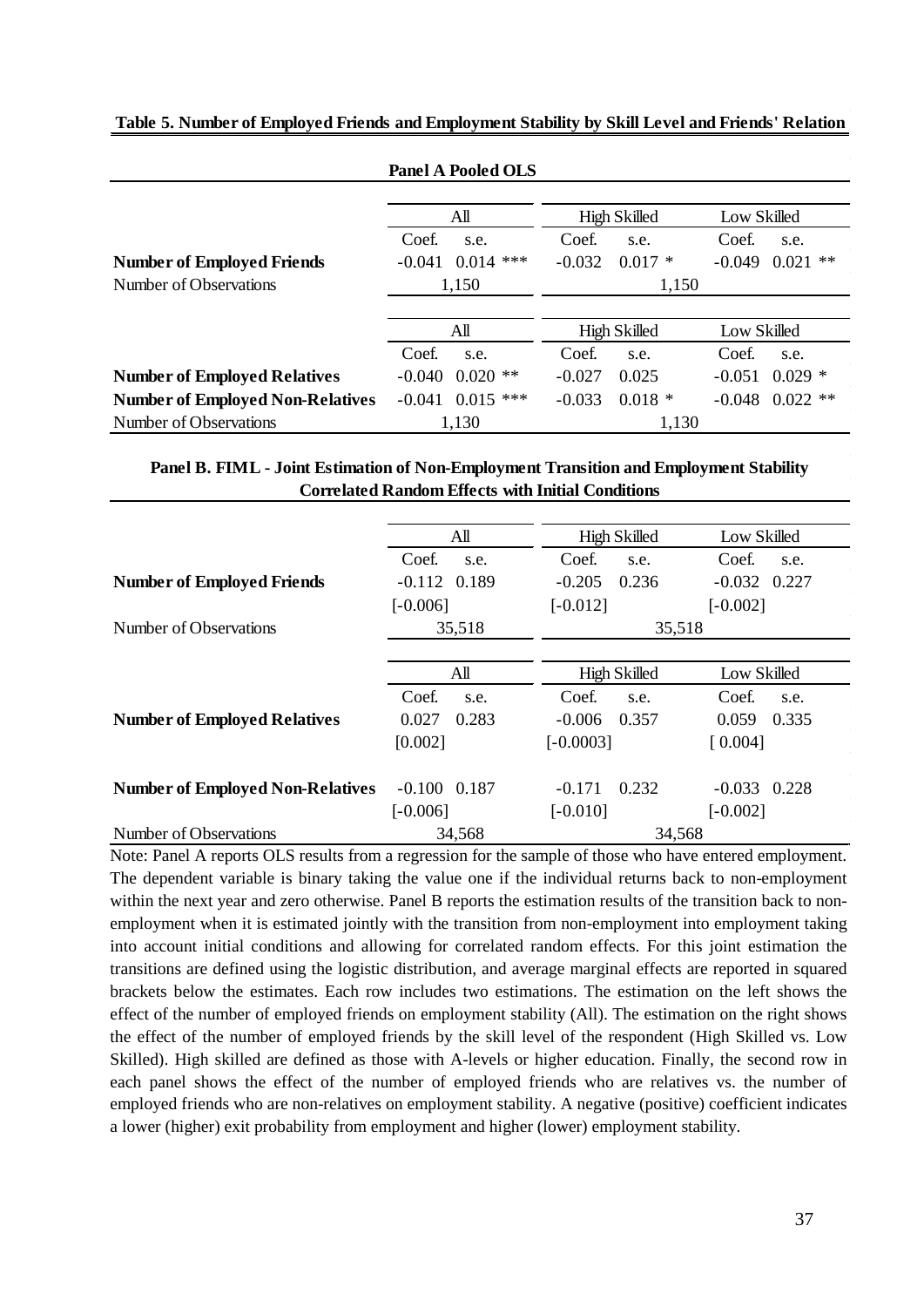**Table 5. Number of Employed Friends and Employment Stability by Skill Level and Friends' Relation**

**Panel A Pooled OLS**

| | All | | High Skilled | | Low Skilled | |
|---|---|---|---|---|---|---|
| | Coef. | s.e. | Coef. | s.e. | Coef. | s.e. |
| **Number of Employed Friends** | -0.041 | 0.014 *** | -0.032 | 0.017 * | -0.049 | 0.021 ** |
| Number of Observations | 1,150 | | 1,150 | | | |

| | All | | High Skilled | | Low Skilled | |
|---|---|---|---|---|---|---|
| | Coef. | s.e. | Coef. | s.e. | Coef. | s.e. |
| **Number of Employed Relatives** | -0.040 | 0.020 ** | -0.027 | 0.025 | -0.051 | 0.029 * |
| **Number of Employed Non-Relatives** | -0.041 | 0.015 *** | -0.033 | 0.018 * | -0.048 | 0.022 ** |
| Number of Observations | 1,130 | | 1,130 | | | |

**Panel B. FIML - Joint Estimation of Non-Employment Transition and Employment Stability Correlated Random Effects with Initial Conditions**

| | All | | High Skilled | | Low Skilled | |
|---|---|---|---|---|---|---|
| | Coef. | s.e. | Coef. | s.e. | Coef. | s.e. |
| **Number of Employed Friends** | -0.112 | 0.189 | -0.205 | 0.236 | -0.032 | 0.227 |
| | [-0.006] | | [-0.012] | | [-0.002] | |
| Number of Observations | 35,518 | | 35,518 | | | |

| | All | | High Skilled | | Low Skilled | |
|---|---|---|---|---|---|---|
| | Coef. | s.e. | Coef. | s.e. | Coef. | s.e. |
| **Number of Employed Relatives** | 0.027 | 0.283 | -0.006 | 0.357 | 0.059 | 0.335 |
| | [0.002] | | [-0.0003] | | [ 0.004] | |
| **Number of Employed Non-Relatives** | -0.100 | 0.187 | -0.171 | 0.232 | -0.033 | 0.228 |
| | [-0.006] | | [-0.010] | | [-0.002] | |
| Number of Observations | 34,568 | | 34,568 | | | |

Note: Panel A reports OLS results from a regression for the sample of those who have entered employment. The dependent variable is binary taking the value one if the individual returns back to non-employment within the next year and zero otherwise. Panel B reports the estimation results of the transition back to non-employment when it is estimated jointly with the transition from non-employment into employment taking into account initial conditions and allowing for correlated random effects. For this joint estimation the transitions are defined using the logistic distribution, and average marginal effects are reported in squared brackets below the estimates. Each row includes two estimations. The estimation on the left shows the effect of the number of employed friends on employment stability (All). The estimation on the right shows the effect of the number of employed friends by the skill level of the respondent (High Skilled vs. Low Skilled). High skilled are defined as those with A-levels or higher education. Finally, the second row in each panel shows the effect of the number of employed friends who are relatives vs. the number of employed friends who are non-relatives on employment stability. A negative (positive) coefficient indicates a lower (higher) exit probability from employment and higher (lower) employment stability.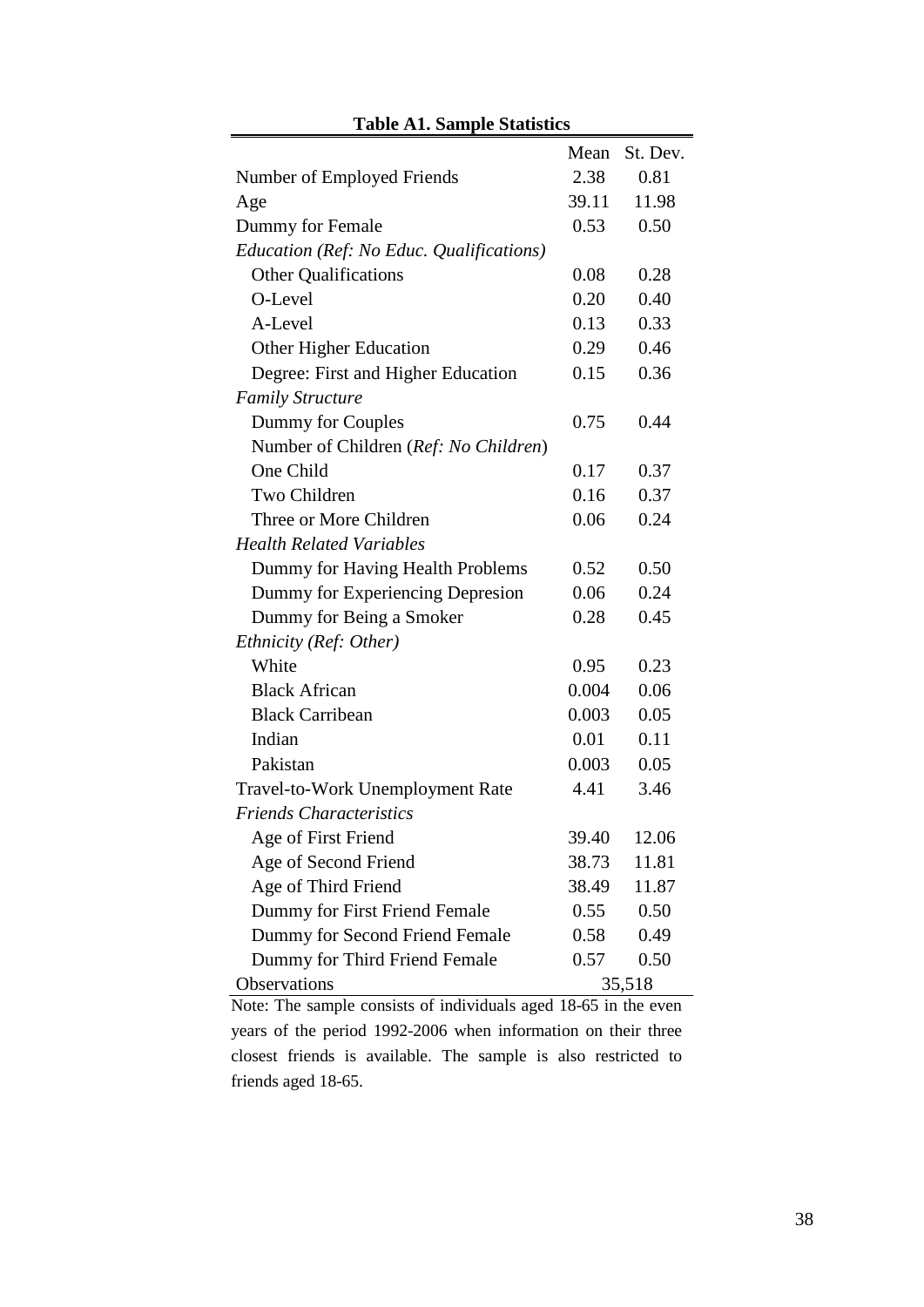**Table A1. Sample Statistics**

| | Mean | St. Dev. |
|---|---|---|
| Number of Employed Friends | 2.38 | 0.81 |
| Age | 39.11 | 11.98 |
| Dummy for Female | 0.53 | 0.50 |
| *Education (Ref: No Educ. Qualifications)* | | |
| Other Qualifications | 0.08 | 0.28 |
| O-Level | 0.20 | 0.40 |
| A-Level | 0.13 | 0.33 |
| Other Higher Education | 0.29 | 0.46 |
| Degree: First and Higher Education | 0.15 | 0.36 |
| *Family Structure* | | |
| Dummy for Couples | 0.75 | 0.44 |
| Number of Children (*Ref: No Children*) | | |
| One Child | 0.17 | 0.37 |
| Two Children | 0.16 | 0.37 |
| Three or More Children | 0.06 | 0.24 |
| *Health Related Variables* | | |
| Dummy for Having Health Problems | 0.52 | 0.50 |
| Dummy for Experiencing Depresion | 0.06 | 0.24 |
| Dummy for Being a Smoker | 0.28 | 0.45 |
| *Ethnicity (Ref: Other)* | | |
| White | 0.95 | 0.23 |
| Black African | 0.004 | 0.06 |
| Black Carribean | 0.003 | 0.05 |
| Indian | 0.01 | 0.11 |
| Pakistan | 0.003 | 0.05 |
| Travel-to-Work Unemployment Rate | 4.41 | 3.46 |
| *Friends Characteristics* | | |
| Age of First Friend | 39.40 | 12.06 |
| Age of Second Friend | 38.73 | 11.81 |
| Age of Third Friend | 38.49 | 11.87 |
| Dummy for First Friend Female | 0.55 | 0.50 |
| Dummy for Second Friend Female | 0.58 | 0.49 |
| Dummy for Third Friend Female | 0.57 | 0.50 |
| Observations | 35,518 | |

Note: The sample consists of individuals aged 18-65 in the even years of the period 1992-2006 when information on their three closest friends is available. The sample is also restricted to friends aged 18-65.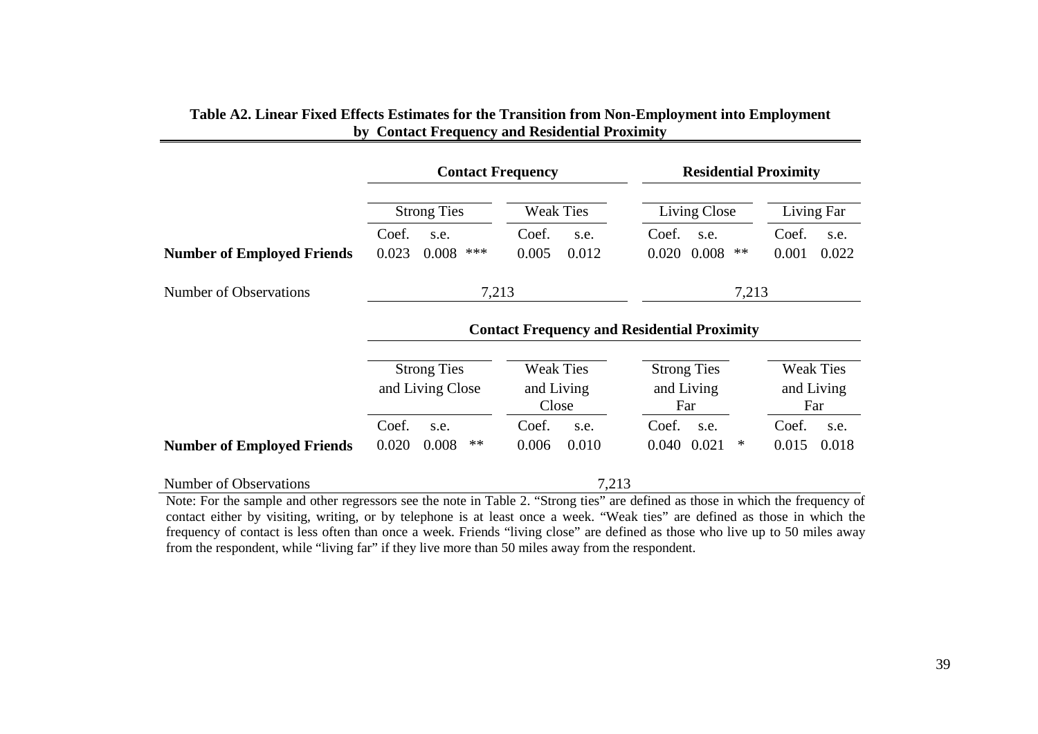**Table A2. Linear Fixed Effects Estimates for the Transition from Non-Employment into Employment by Contact Frequency and Residential Proximity**

| | Contact Frequency | | | | | Residential Proximity | | | | |
|---|---|---|---|---|---|---|---|---|---|---|
| | Strong Ties | | | Weak Ties | | Living Close | | | Living Far | |
| | Coef. | s.e. | | Coef. | s.e. | Coef. | s.e. | | Coef. | s.e. |
| **Number of Employed Friends** | 0.023 | 0.008 | *** | 0.005 | 0.012 | 0.020 | 0.008 | ** | 0.001 | 0.022 |
| Number of Observations | 7,213 | | | | | 7,213 | | | | |

| | Contact Frequency and Residential Proximity | | | | | | | | | |
|---|---|---|---|---|---|---|---|---|---|---|
| | Strong Ties and Living Close | | | Weak Ties and Living Close | | Strong Ties and Living Far | | | Weak Ties and Living Far | |
| | Coef. | s.e. | | Coef. | s.e. | Coef. | s.e. | | Coef. | s.e. |
| **Number of Employed Friends** | 0.020 | 0.008 | ** | 0.006 | 0.010 | 0.040 | 0.021 | * | 0.015 | 0.018 |
| Number of Observations | 7,213 | | | | | | | | | |

Note: For the sample and other regressors see the note in Table 2. "Strong ties" are defined as those in which the frequency of contact either by visiting, writing, or by telephone is at least once a week. "Weak ties" are defined as those in which the frequency of contact is less often than once a week. Friends "living close" are defined as those who live up to 50 miles away from the respondent, while "living far" if they live more than 50 miles away from the respondent.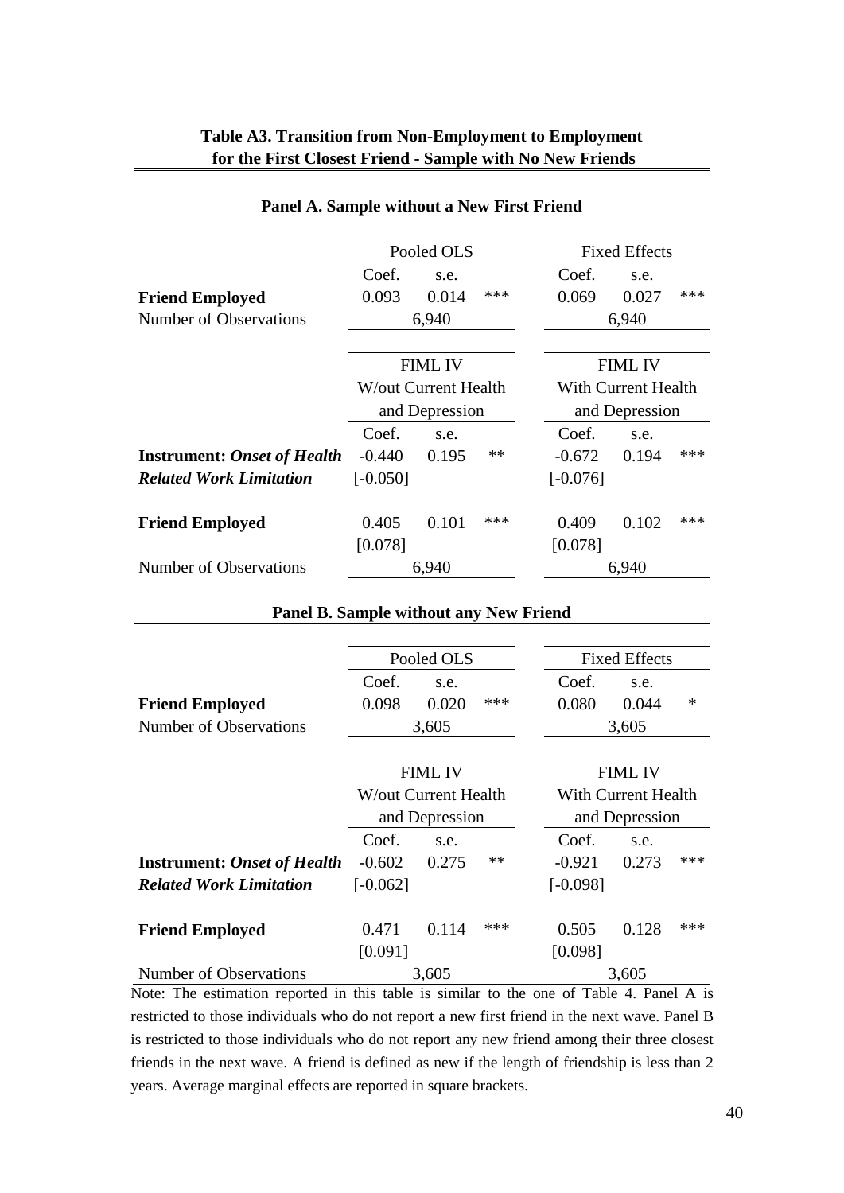**Table A3. Transition from Non-Employment to Employment for the First Closest Friend - Sample with No New Friends**

**Panel A. Sample without a New First Friend**

| | Pooled OLS | | | Fixed Effects | | |
|---|---|---|---|---|---|---|
| | Coef. | s.e. | | Coef. | s.e. | |
| **Friend Employed** | 0.093 | 0.014 | *** | 0.069 | 0.027 | *** |
| Number of Observations | 6,940 | | | 6,940 | | |

| | FIML IV W/out Current Health and Depression | | | FIML IV With Current Health and Depression | | |
|---|---|---|---|---|---|---|
| | Coef. | s.e. | | Coef. | s.e. | |
| **Instrument:** ***Onset of Health Related Work Limitation*** | -0.440 | 0.195 | ** | -0.672 | 0.194 | *** |
| | [-0.050] | | | [-0.076] | | |
| **Friend Employed** | 0.405 | 0.101 | *** | 0.409 | 0.102 | *** |
| | [0.078] | | | [0.078] | | |
| Number of Observations | 6,940 | | | 6,940 | | |

**Panel B. Sample without any New Friend**

| | Pooled OLS | | | Fixed Effects | | |
|---|---|---|---|---|---|---|
| | Coef. | s.e. | | Coef. | s.e. | |
| **Friend Employed** | 0.098 | 0.020 | *** | 0.080 | 0.044 | * |
| Number of Observations | 3,605 | | | 3,605 | | |

| | FIML IV W/out Current Health and Depression | | | FIML IV With Current Health and Depression | | |
|---|---|---|---|---|---|---|
| | Coef. | s.e. | | Coef. | s.e. | |
| **Instrument:** ***Onset of Health Related Work Limitation*** | -0.602 | 0.275 | ** | -0.921 | 0.273 | *** |
| | [-0.062] | | | [-0.098] | | |
| **Friend Employed** | 0.471 | 0.114 | *** | 0.505 | 0.128 | *** |
| | [0.091] | | | [0.098] | | |
| Number of Observations | 3,605 | | | 3,605 | | |

Note: The estimation reported in this table is similar to the one of Table 4. Panel A is restricted to those individuals who do not report a new first friend in the next wave. Panel B is restricted to those individuals who do not report any new friend among their three closest friends in the next wave. A friend is defined as new if the length of friendship is less than 2 years. Average marginal effects are reported in square brackets.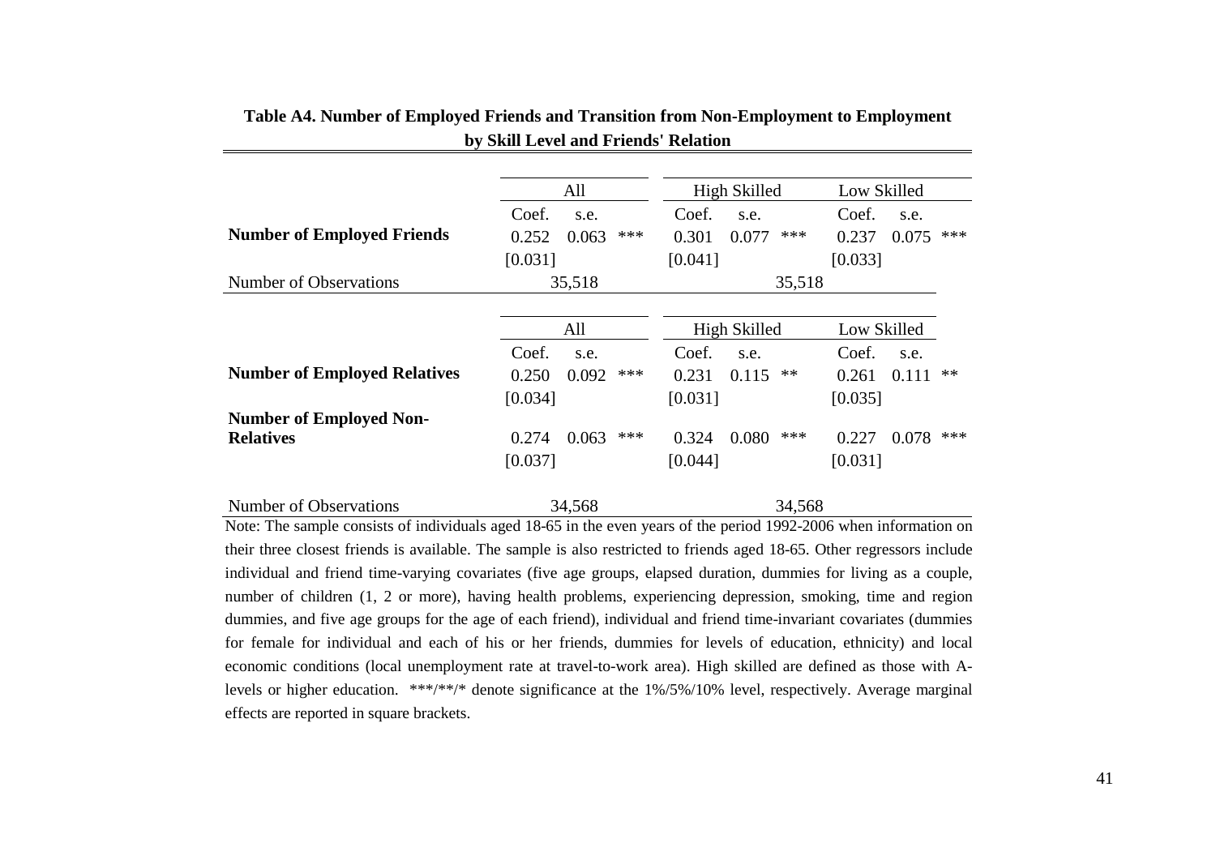**Table A4. Number of Employed Friends and Transition from Non-Employment to Employment by Skill Level and Friends' Relation**

| | All | | | High Skilled | | | Low Skilled | | |
|---|---|---|---|---|---|---|---|---|---|
| | Coef. | s.e. | | Coef. | s.e. | | Coef. | s.e. | |
| **Number of Employed Friends** | 0.252 | 0.063 | *** | 0.301 | 0.077 | *** | 0.237 | 0.075 | *** |
| | [0.031] | | | [0.041] | | | [0.033] | | |
| Number of Observations | 35,518 | | | 35,518 | | | | | |

| | All | | | High Skilled | | | Low Skilled | | |
|---|---|---|---|---|---|---|---|---|---|
| | Coef. | s.e. | | Coef. | s.e. | | Coef. | s.e. | |
| **Number of Employed Relatives** | 0.250 | 0.092 | *** | 0.231 | 0.115 | ** | 0.261 | 0.111 | ** |
| | [0.034] | | | [0.031] | | | [0.035] | | |
| **Number of Employed Non-Relatives** | 0.274 | 0.063 | *** | 0.324 | 0.080 | *** | 0.227 | 0.078 | *** |
| | [0.037] | | | [0.044] | | | [0.031] | | |
| Number of Observations | 34,568 | | | 34,568 | | | | | |

Note: The sample consists of individuals aged 18-65 in the even years of the period 1992-2006 when information on their three closest friends is available. The sample is also restricted to friends aged 18-65. Other regressors include individual and friend time-varying covariates (five age groups, elapsed duration, dummies for living as a couple, number of children (1, 2 or more), having health problems, experiencing depression, smoking, time and region dummies, and five age groups for the age of each friend), individual and friend time-invariant covariates (dummies for female for individual and each of his or her friends, dummies for levels of education, ethnicity) and local economic conditions (local unemployment rate at travel-to-work area). High skilled are defined as those with A-levels or higher education. ***/**/* denote significance at the 1%/5%/10% level, respectively. Average marginal effects are reported in square brackets.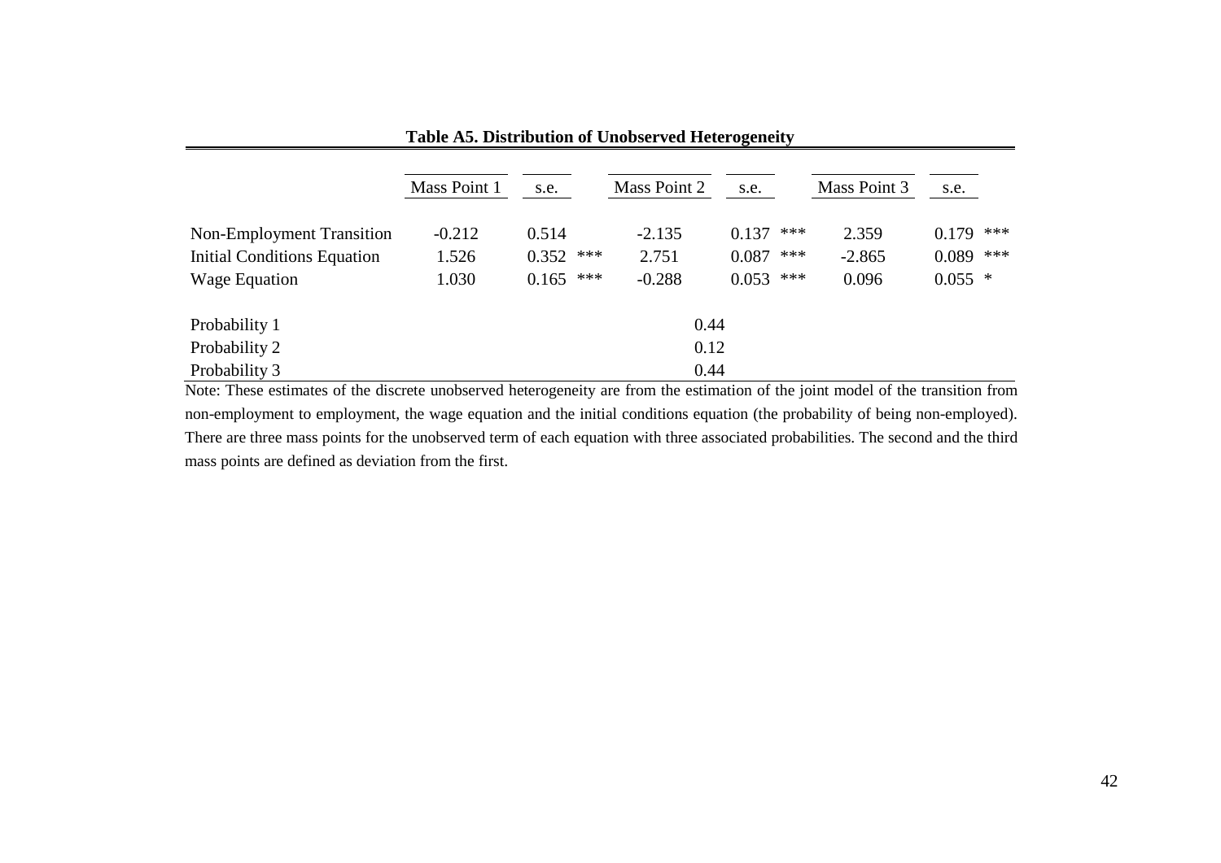**Table A5. Distribution of Unobserved Heterogeneity**

| | Mass Point 1 | s.e. | | Mass Point 2 | s.e. | | Mass Point 3 | s.e. | |
|---|---|---|---|---|---|---|---|---|---|
| Non-Employment Transition | -0.212 | 0.514 | | -2.135 | 0.137 | *** | 2.359 | 0.179 | *** |
| Initial Conditions Equation | 1.526 | 0.352 | *** | 2.751 | 0.087 | *** | -2.865 | 0.089 | *** |
| Wage Equation | 1.030 | 0.165 | *** | -0.288 | 0.053 | *** | 0.096 | 0.055 | * |
| | | | | | | | | | |
| Probability 1 | | | | 0.44 | | | | | |
| Probability 2 | | | | 0.12 | | | | | |
| Probability 3 | | | | 0.44 | | | | | |

Note: These estimates of the discrete unobserved heterogeneity are from the estimation of the joint model of the transition from non-employment to employment, the wage equation and the initial conditions equation (the probability of being non-employed). There are three mass points for the unobserved term of each equation with three associated probabilities. The second and the third mass points are defined as deviation from the first.